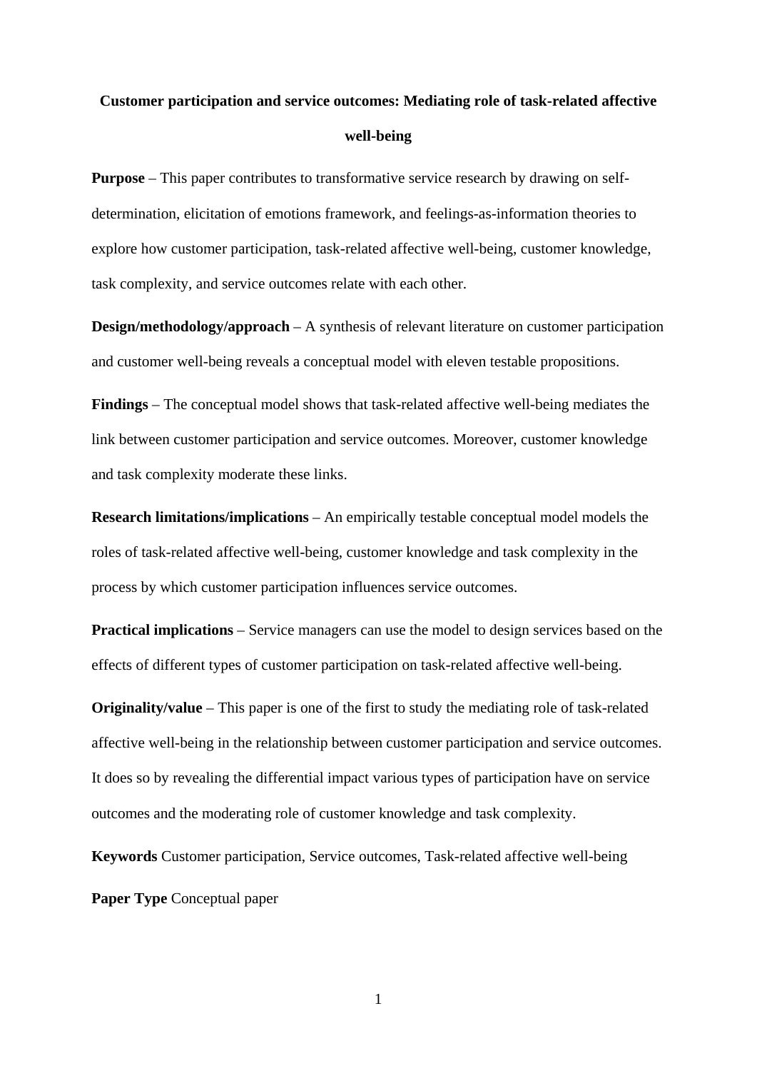# Customer participation and service outcomes: Mediating role of task-related affective well-being

**Purpose** – This paper contributes to transformative service research by drawing on self-determination, elicitation of emotions framework, and feelings-as-information theories to explore how customer participation, task-related affective well-being, customer knowledge, task complexity, and service outcomes relate with each other.

**Design/methodology/approach** – A synthesis of relevant literature on customer participation and customer well-being reveals a conceptual model with eleven testable propositions.

**Findings** – The conceptual model shows that task-related affective well-being mediates the link between customer participation and service outcomes. Moreover, customer knowledge and task complexity moderate these links.

**Research limitations/implications** – An empirically testable conceptual model models the roles of task-related affective well-being, customer knowledge and task complexity in the process by which customer participation influences service outcomes.

**Practical implications** – Service managers can use the model to design services based on the effects of different types of customer participation on task-related affective well-being.

**Originality/value** – This paper is one of the first to study the mediating role of task-related affective well-being in the relationship between customer participation and service outcomes. It does so by revealing the differential impact various types of participation have on service outcomes and the moderating role of customer knowledge and task complexity.

**Keywords** Customer participation, Service outcomes, Task-related affective well-being

**Paper Type** Conceptual paper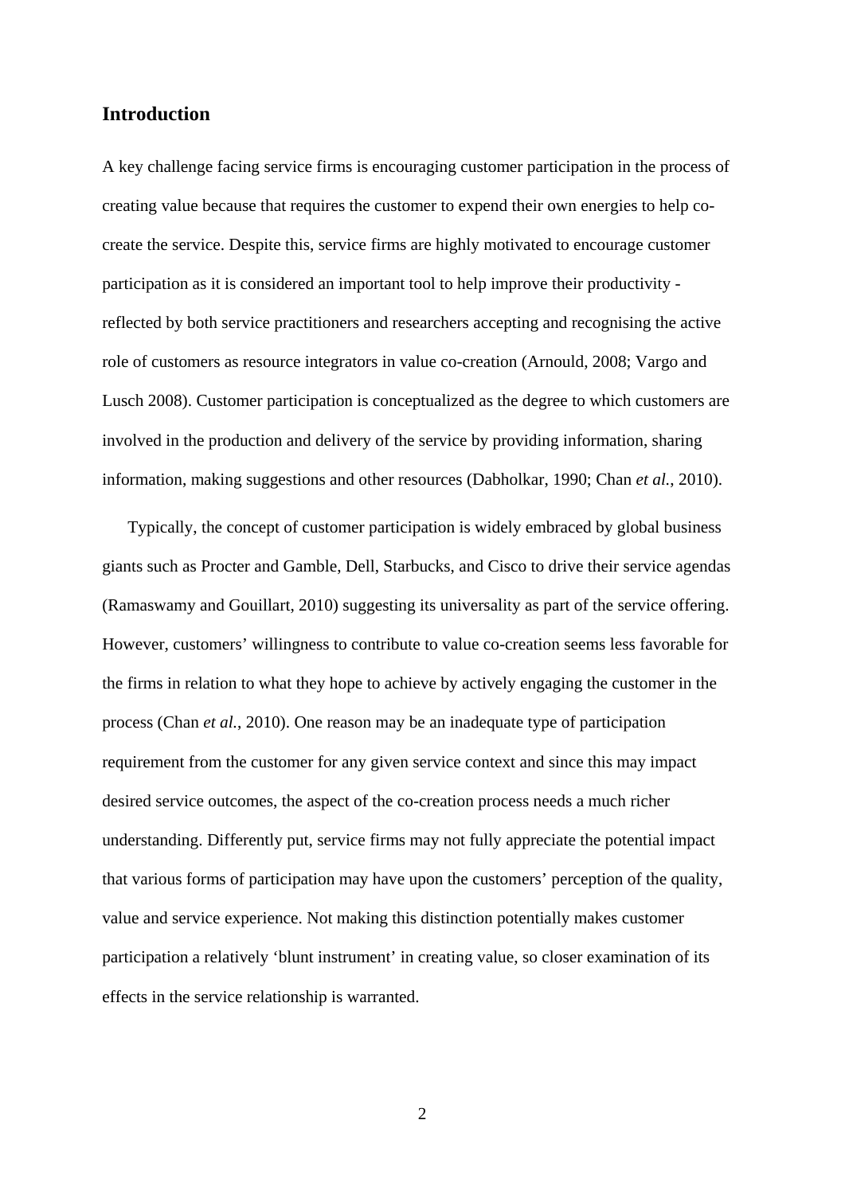## Introduction

A key challenge facing service firms is encouraging customer participation in the process of creating value because that requires the customer to expend their own energies to help co-create the service. Despite this, service firms are highly motivated to encourage customer participation as it is considered an important tool to help improve their productivity - reflected by both service practitioners and researchers accepting and recognising the active role of customers as resource integrators in value co-creation (Arnould, 2008; Vargo and Lusch 2008). Customer participation is conceptualized as the degree to which customers are involved in the production and delivery of the service by providing information, sharing information, making suggestions and other resources (Dabholkar, 1990; Chan *et al.*, 2010).

Typically, the concept of customer participation is widely embraced by global business giants such as Procter and Gamble, Dell, Starbucks, and Cisco to drive their service agendas (Ramaswamy and Gouillart, 2010) suggesting its universality as part of the service offering. However, customers' willingness to contribute to value co-creation seems less favorable for the firms in relation to what they hope to achieve by actively engaging the customer in the process (Chan *et al.*, 2010). One reason may be an inadequate type of participation requirement from the customer for any given service context and since this may impact desired service outcomes, the aspect of the co-creation process needs a much richer understanding. Differently put, service firms may not fully appreciate the potential impact that various forms of participation may have upon the customers' perception of the quality, value and service experience. Not making this distinction potentially makes customer participation a relatively 'blunt instrument' in creating value, so closer examination of its effects in the service relationship is warranted.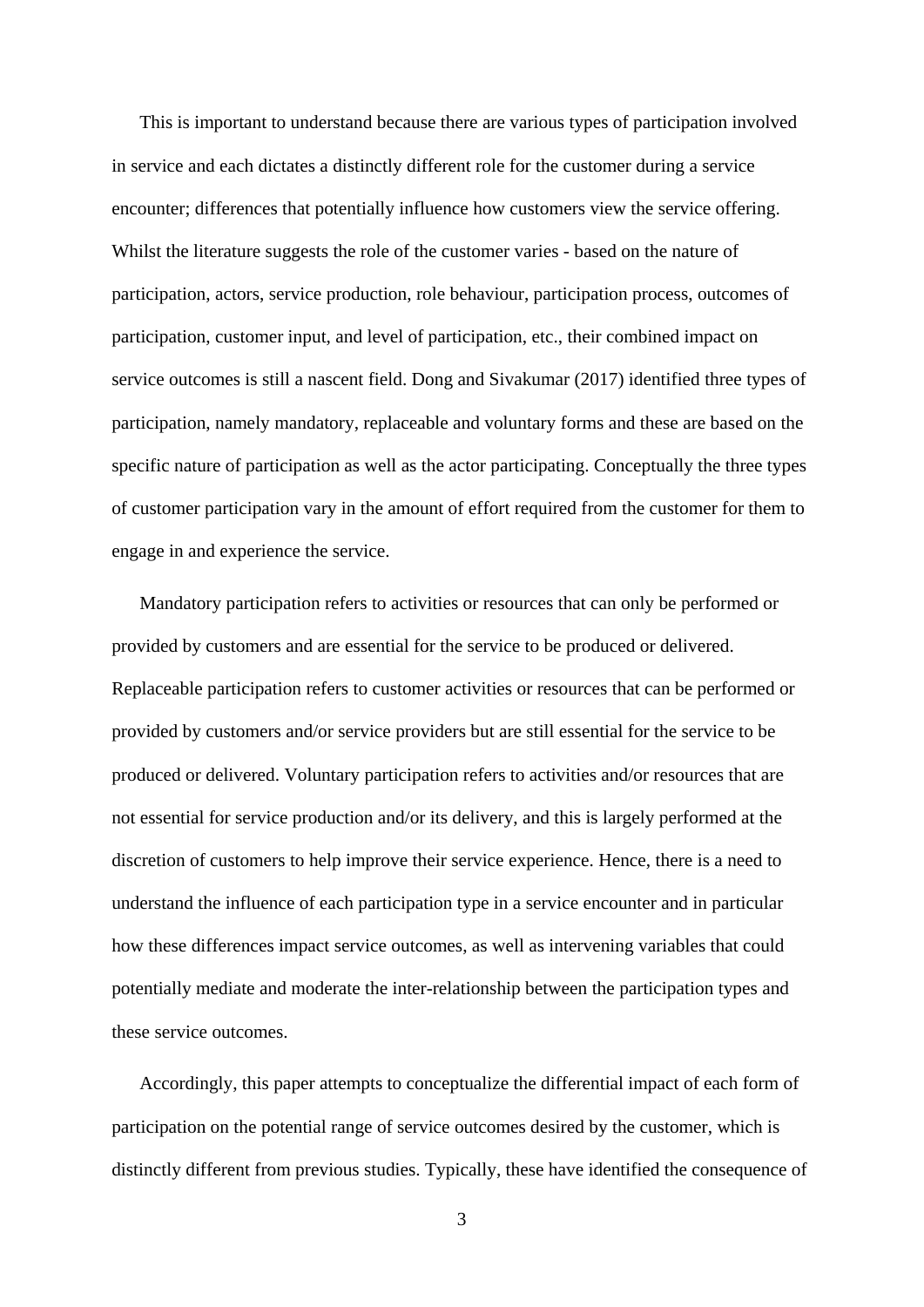This is important to understand because there are various types of participation involved in service and each dictates a distinctly different role for the customer during a service encounter; differences that potentially influence how customers view the service offering. Whilst the literature suggests the role of the customer varies - based on the nature of participation, actors, service production, role behaviour, participation process, outcomes of participation, customer input, and level of participation, etc., their combined impact on service outcomes is still a nascent field. Dong and Sivakumar (2017) identified three types of participation, namely mandatory, replaceable and voluntary forms and these are based on the specific nature of participation as well as the actor participating. Conceptually the three types of customer participation vary in the amount of effort required from the customer for them to engage in and experience the service.

Mandatory participation refers to activities or resources that can only be performed or provided by customers and are essential for the service to be produced or delivered. Replaceable participation refers to customer activities or resources that can be performed or provided by customers and/or service providers but are still essential for the service to be produced or delivered. Voluntary participation refers to activities and/or resources that are not essential for service production and/or its delivery, and this is largely performed at the discretion of customers to help improve their service experience. Hence, there is a need to understand the influence of each participation type in a service encounter and in particular how these differences impact service outcomes, as well as intervening variables that could potentially mediate and moderate the inter-relationship between the participation types and these service outcomes.

Accordingly, this paper attempts to conceptualize the differential impact of each form of participation on the potential range of service outcomes desired by the customer, which is distinctly different from previous studies. Typically, these have identified the consequence of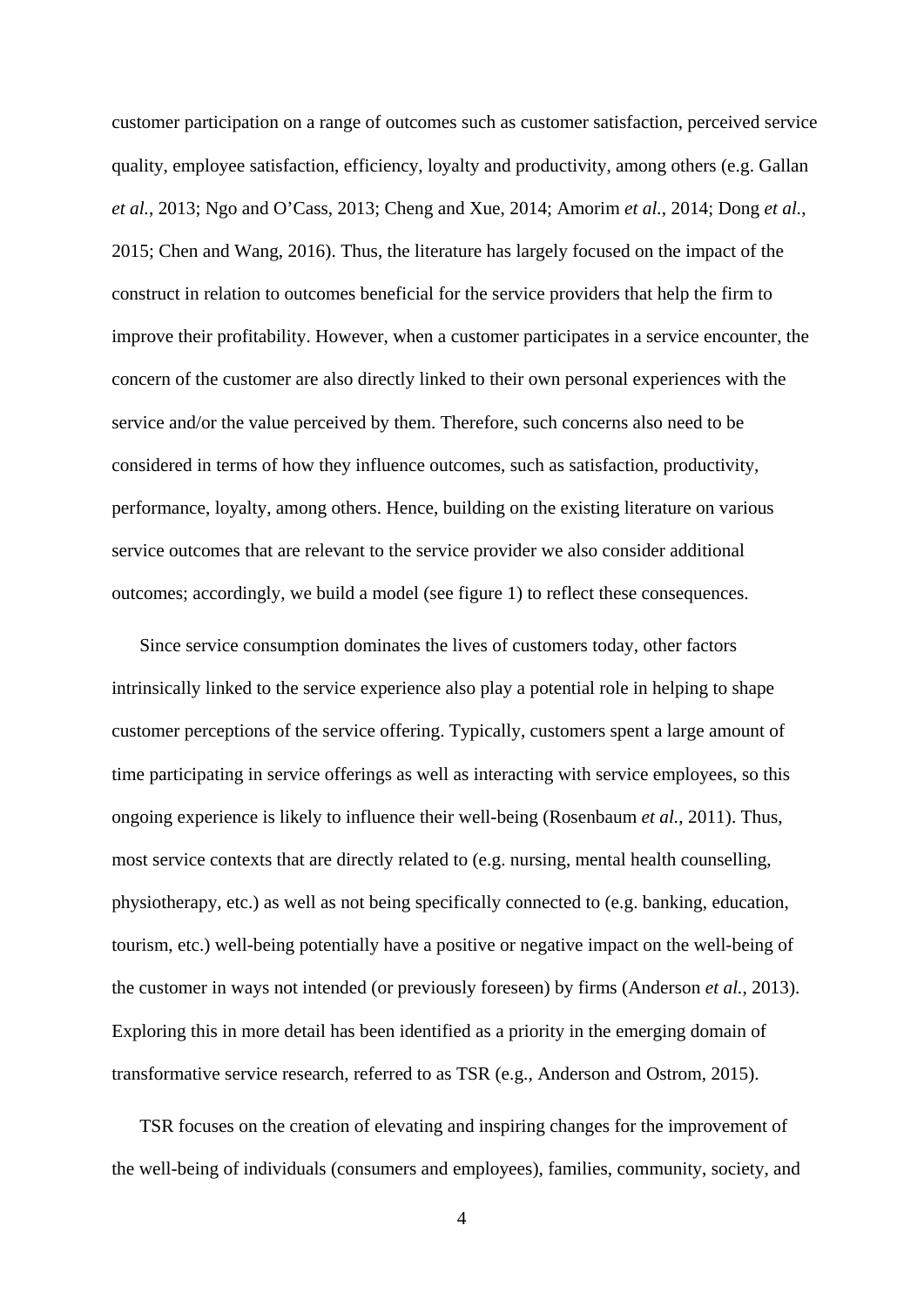customer participation on a range of outcomes such as customer satisfaction, perceived service quality, employee satisfaction, efficiency, loyalty and productivity, among others (e.g. Gallan *et al.*, 2013; Ngo and O'Cass, 2013; Cheng and Xue, 2014; Amorim *et al.*, 2014; Dong *et al.*, 2015; Chen and Wang, 2016). Thus, the literature has largely focused on the impact of the construct in relation to outcomes beneficial for the service providers that help the firm to improve their profitability. However, when a customer participates in a service encounter, the concern of the customer are also directly linked to their own personal experiences with the service and/or the value perceived by them. Therefore, such concerns also need to be considered in terms of how they influence outcomes, such as satisfaction, productivity, performance, loyalty, among others. Hence, building on the existing literature on various service outcomes that are relevant to the service provider we also consider additional outcomes; accordingly, we build a model (see figure 1) to reflect these consequences.

Since service consumption dominates the lives of customers today, other factors intrinsically linked to the service experience also play a potential role in helping to shape customer perceptions of the service offering. Typically, customers spent a large amount of time participating in service offerings as well as interacting with service employees, so this ongoing experience is likely to influence their well-being (Rosenbaum *et al.*, 2011). Thus, most service contexts that are directly related to (e.g. nursing, mental health counselling, physiotherapy, etc.) as well as not being specifically connected to (e.g. banking, education, tourism, etc.) well-being potentially have a positive or negative impact on the well-being of the customer in ways not intended (or previously foreseen) by firms (Anderson *et al.*, 2013). Exploring this in more detail has been identified as a priority in the emerging domain of transformative service research, referred to as TSR (e.g., Anderson and Ostrom, 2015).

TSR focuses on the creation of elevating and inspiring changes for the improvement of the well-being of individuals (consumers and employees), families, community, society, and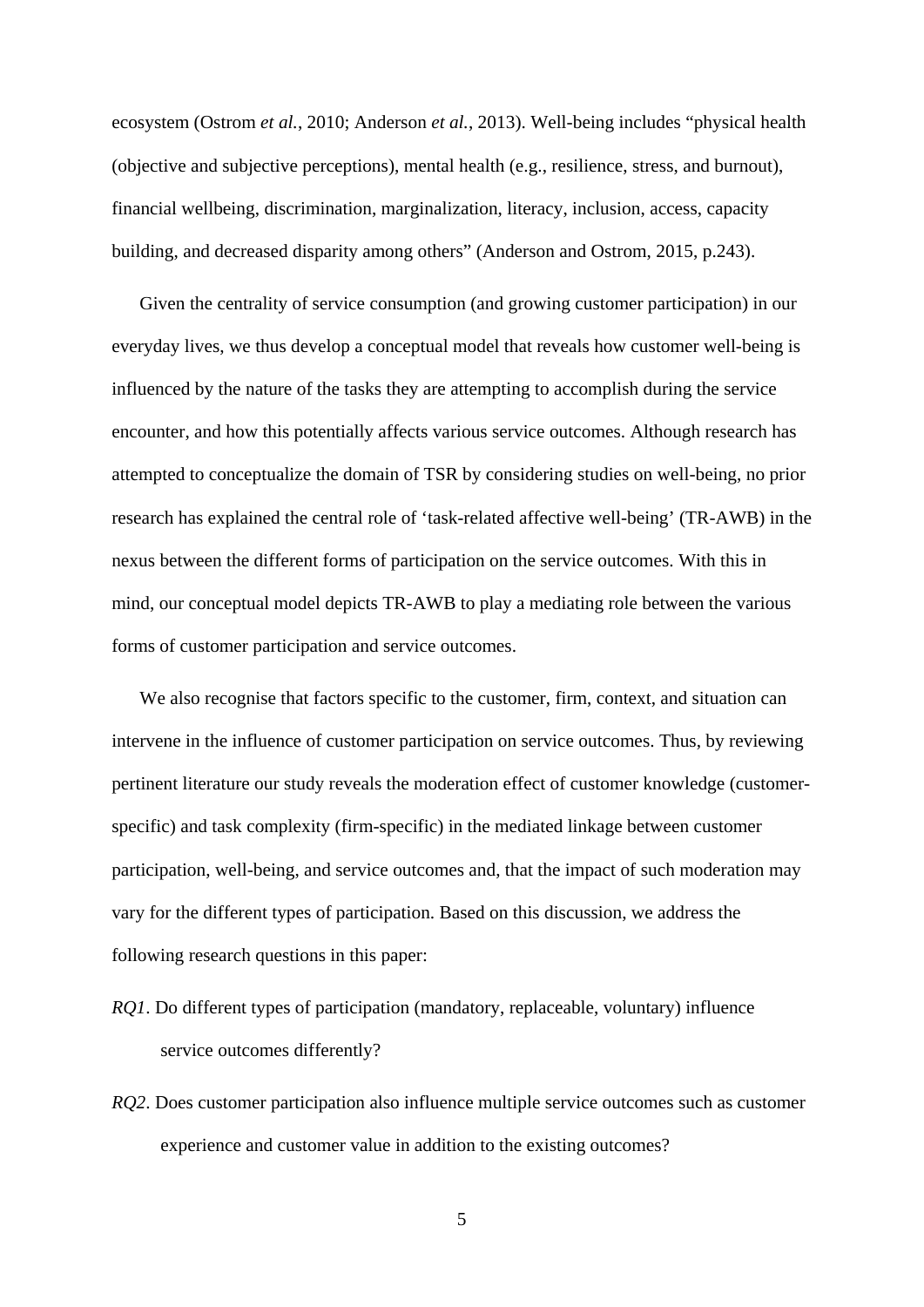ecosystem (Ostrom *et al.*, 2010; Anderson *et al.*, 2013). Well-being includes "physical health (objective and subjective perceptions), mental health (e.g., resilience, stress, and burnout), financial wellbeing, discrimination, marginalization, literacy, inclusion, access, capacity building, and decreased disparity among others" (Anderson and Ostrom, 2015, p.243).

Given the centrality of service consumption (and growing customer participation) in our everyday lives, we thus develop a conceptual model that reveals how customer well-being is influenced by the nature of the tasks they are attempting to accomplish during the service encounter, and how this potentially affects various service outcomes. Although research has attempted to conceptualize the domain of TSR by considering studies on well-being, no prior research has explained the central role of 'task-related affective well-being' (TR-AWB) in the nexus between the different forms of participation on the service outcomes. With this in mind, our conceptual model depicts TR-AWB to play a mediating role between the various forms of customer participation and service outcomes.

We also recognise that factors specific to the customer, firm, context, and situation can intervene in the influence of customer participation on service outcomes. Thus, by reviewing pertinent literature our study reveals the moderation effect of customer knowledge (customer-specific) and task complexity (firm-specific) in the mediated linkage between customer participation, well-being, and service outcomes and, that the impact of such moderation may vary for the different types of participation. Based on this discussion, we address the following research questions in this paper:

*RQ1*. Do different types of participation (mandatory, replaceable, voluntary) influence service outcomes differently?

*RQ2*. Does customer participation also influence multiple service outcomes such as customer experience and customer value in addition to the existing outcomes?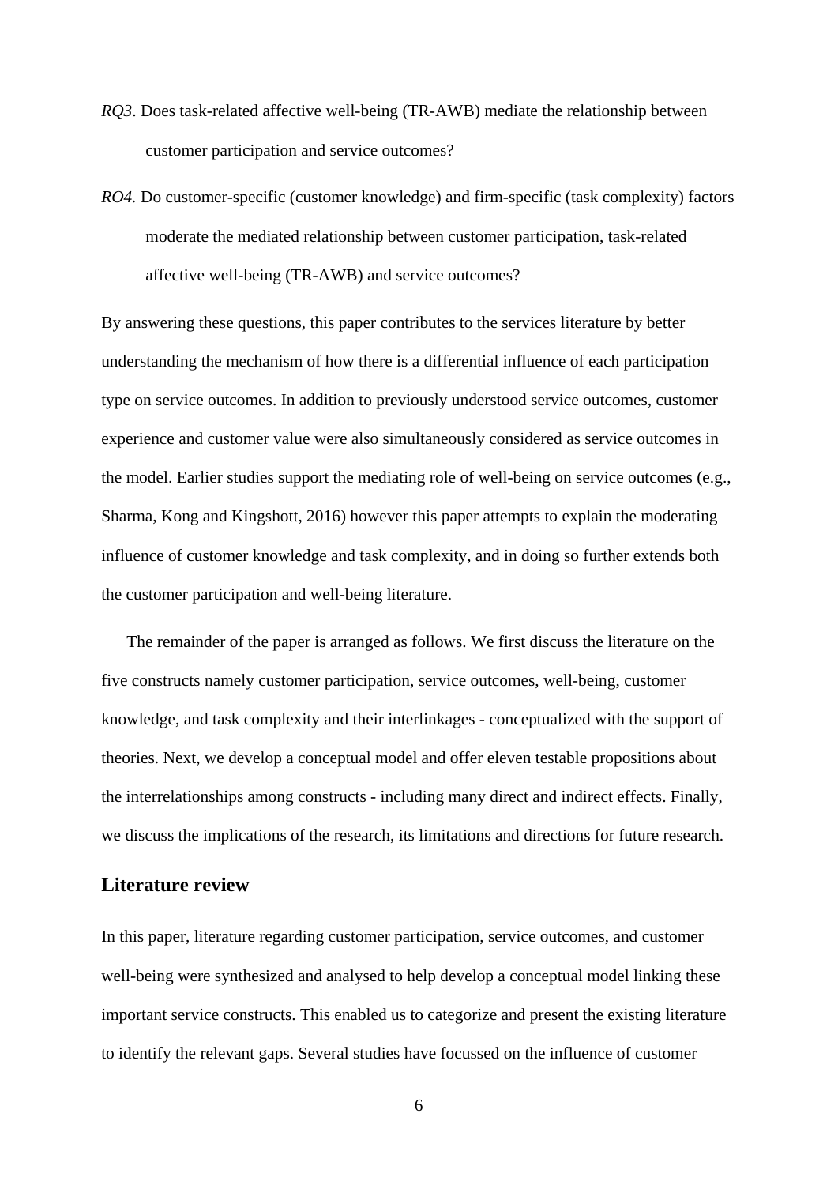*RQ3*. Does task-related affective well-being (TR-AWB) mediate the relationship between customer participation and service outcomes?

*RO4.* Do customer-specific (customer knowledge) and firm-specific (task complexity) factors moderate the mediated relationship between customer participation, task-related affective well-being (TR-AWB) and service outcomes?

By answering these questions, this paper contributes to the services literature by better understanding the mechanism of how there is a differential influence of each participation type on service outcomes. In addition to previously understood service outcomes, customer experience and customer value were also simultaneously considered as service outcomes in the model. Earlier studies support the mediating role of well-being on service outcomes (e.g., Sharma, Kong and Kingshott, 2016) however this paper attempts to explain the moderating influence of customer knowledge and task complexity, and in doing so further extends both the customer participation and well-being literature.

The remainder of the paper is arranged as follows. We first discuss the literature on the five constructs namely customer participation, service outcomes, well-being, customer knowledge, and task complexity and their interlinkages - conceptualized with the support of theories. Next, we develop a conceptual model and offer eleven testable propositions about the interrelationships among constructs - including many direct and indirect effects. Finally, we discuss the implications of the research, its limitations and directions for future research.

## Literature review

In this paper, literature regarding customer participation, service outcomes, and customer well-being were synthesized and analysed to help develop a conceptual model linking these important service constructs. This enabled us to categorize and present the existing literature to identify the relevant gaps. Several studies have focussed on the influence of customer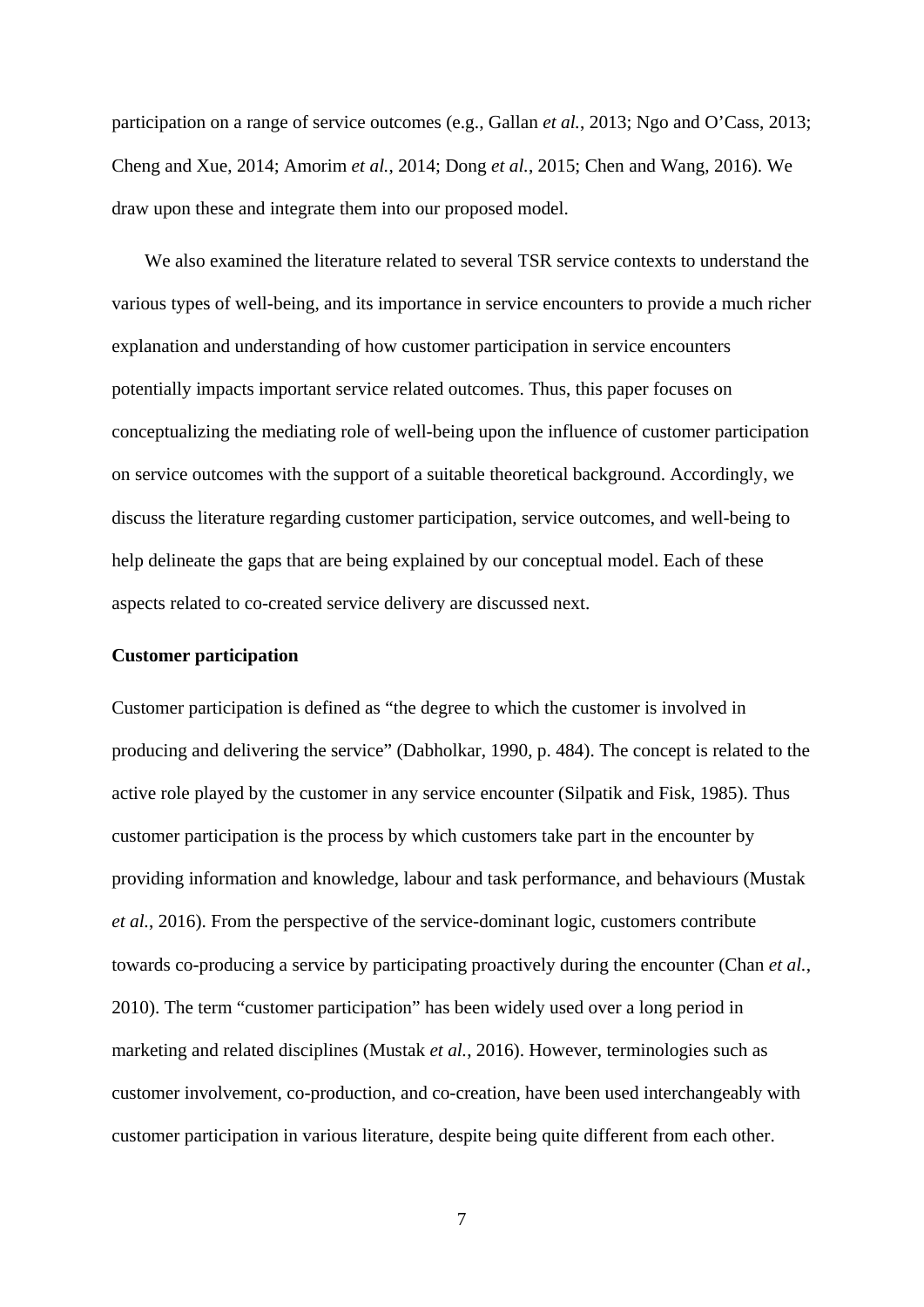participation on a range of service outcomes (e.g., Gallan *et al.*, 2013; Ngo and O'Cass, 2013; Cheng and Xue, 2014; Amorim *et al.*, 2014; Dong *et al.*, 2015; Chen and Wang, 2016). We draw upon these and integrate them into our proposed model.

We also examined the literature related to several TSR service contexts to understand the various types of well-being, and its importance in service encounters to provide a much richer explanation and understanding of how customer participation in service encounters potentially impacts important service related outcomes. Thus, this paper focuses on conceptualizing the mediating role of well-being upon the influence of customer participation on service outcomes with the support of a suitable theoretical background. Accordingly, we discuss the literature regarding customer participation, service outcomes, and well-being to help delineate the gaps that are being explained by our conceptual model. Each of these aspects related to co-created service delivery are discussed next.

**Customer participation**

Customer participation is defined as "the degree to which the customer is involved in producing and delivering the service" (Dabholkar, 1990, p. 484). The concept is related to the active role played by the customer in any service encounter (Silpatik and Fisk, 1985). Thus customer participation is the process by which customers take part in the encounter by providing information and knowledge, labour and task performance, and behaviours (Mustak *et al.*, 2016). From the perspective of the service-dominant logic, customers contribute towards co-producing a service by participating proactively during the encounter (Chan *et al.*, 2010). The term "customer participation" has been widely used over a long period in marketing and related disciplines (Mustak *et al.*, 2016). However, terminologies such as customer involvement, co-production, and co-creation, have been used interchangeably with customer participation in various literature, despite being quite different from each other.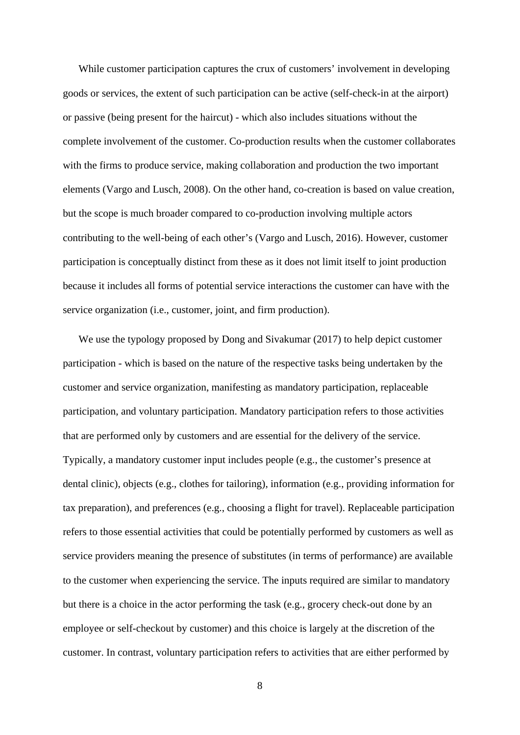While customer participation captures the crux of customers' involvement in developing goods or services, the extent of such participation can be active (self-check-in at the airport) or passive (being present for the haircut) - which also includes situations without the complete involvement of the customer. Co-production results when the customer collaborates with the firms to produce service, making collaboration and production the two important elements (Vargo and Lusch, 2008). On the other hand, co-creation is based on value creation, but the scope is much broader compared to co-production involving multiple actors contributing to the well-being of each other's (Vargo and Lusch, 2016). However, customer participation is conceptually distinct from these as it does not limit itself to joint production because it includes all forms of potential service interactions the customer can have with the service organization (i.e., customer, joint, and firm production).

We use the typology proposed by Dong and Sivakumar (2017) to help depict customer participation - which is based on the nature of the respective tasks being undertaken by the customer and service organization, manifesting as mandatory participation, replaceable participation, and voluntary participation. Mandatory participation refers to those activities that are performed only by customers and are essential for the delivery of the service. Typically, a mandatory customer input includes people (e.g., the customer's presence at dental clinic), objects (e.g., clothes for tailoring), information (e.g., providing information for tax preparation), and preferences (e.g., choosing a flight for travel). Replaceable participation refers to those essential activities that could be potentially performed by customers as well as service providers meaning the presence of substitutes (in terms of performance) are available to the customer when experiencing the service. The inputs required are similar to mandatory but there is a choice in the actor performing the task (e.g., grocery check-out done by an employee or self-checkout by customer) and this choice is largely at the discretion of the customer. In contrast, voluntary participation refers to activities that are either performed by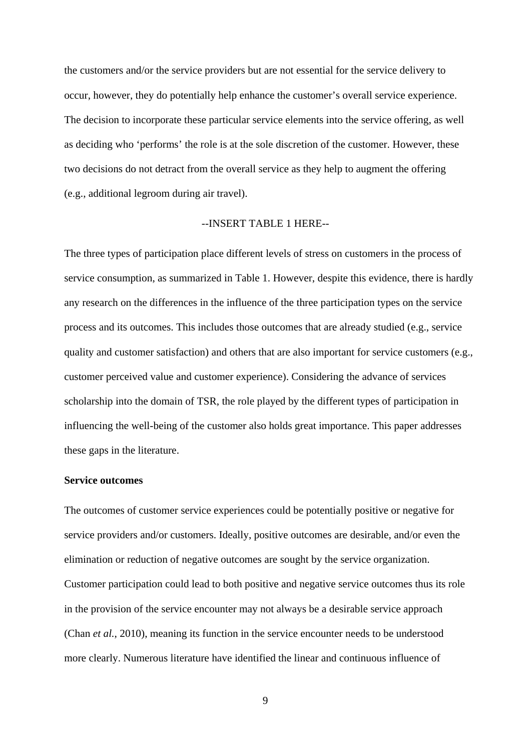the customers and/or the service providers but are not essential for the service delivery to occur, however, they do potentially help enhance the customer's overall service experience. The decision to incorporate these particular service elements into the service offering, as well as deciding who 'performs' the role is at the sole discretion of the customer. However, these two decisions do not detract from the overall service as they help to augment the offering (e.g., additional legroom during air travel).

--INSERT TABLE 1 HERE--

The three types of participation place different levels of stress on customers in the process of service consumption, as summarized in Table 1. However, despite this evidence, there is hardly any research on the differences in the influence of the three participation types on the service process and its outcomes. This includes those outcomes that are already studied (e.g., service quality and customer satisfaction) and others that are also important for service customers (e.g., customer perceived value and customer experience). Considering the advance of services scholarship into the domain of TSR, the role played by the different types of participation in influencing the well-being of the customer also holds great importance. This paper addresses these gaps in the literature.

**Service outcomes**

The outcomes of customer service experiences could be potentially positive or negative for service providers and/or customers. Ideally, positive outcomes are desirable, and/or even the elimination or reduction of negative outcomes are sought by the service organization. Customer participation could lead to both positive and negative service outcomes thus its role in the provision of the service encounter may not always be a desirable service approach (Chan *et al.*, 2010), meaning its function in the service encounter needs to be understood more clearly. Numerous literature have identified the linear and continuous influence of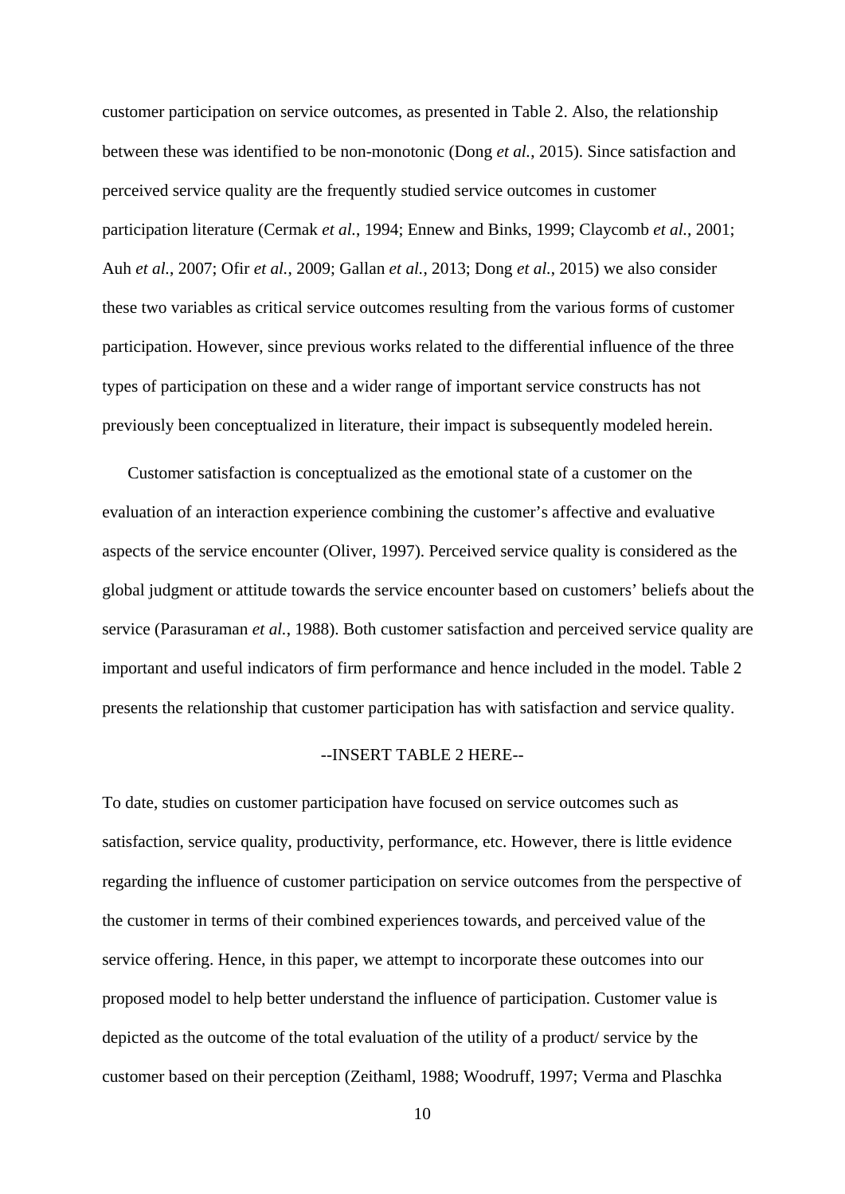customer participation on service outcomes, as presented in Table 2. Also, the relationship between these was identified to be non-monotonic (Dong *et al.*, 2015). Since satisfaction and perceived service quality are the frequently studied service outcomes in customer participation literature (Cermak *et al.*, 1994; Ennew and Binks, 1999; Claycomb *et al.*, 2001; Auh *et al.*, 2007; Ofir *et al.*, 2009; Gallan *et al.*, 2013; Dong *et al.*, 2015) we also consider these two variables as critical service outcomes resulting from the various forms of customer participation. However, since previous works related to the differential influence of the three types of participation on these and a wider range of important service constructs has not previously been conceptualized in literature, their impact is subsequently modeled herein.

Customer satisfaction is conceptualized as the emotional state of a customer on the evaluation of an interaction experience combining the customer's affective and evaluative aspects of the service encounter (Oliver, 1997). Perceived service quality is considered as the global judgment or attitude towards the service encounter based on customers' beliefs about the service (Parasuraman *et al.*, 1988). Both customer satisfaction and perceived service quality are important and useful indicators of firm performance and hence included in the model. Table 2 presents the relationship that customer participation has with satisfaction and service quality.

--INSERT TABLE 2 HERE--

To date, studies on customer participation have focused on service outcomes such as satisfaction, service quality, productivity, performance, etc. However, there is little evidence regarding the influence of customer participation on service outcomes from the perspective of the customer in terms of their combined experiences towards, and perceived value of the service offering. Hence, in this paper, we attempt to incorporate these outcomes into our proposed model to help better understand the influence of participation. Customer value is depicted as the outcome of the total evaluation of the utility of a product/ service by the customer based on their perception (Zeithaml, 1988; Woodruff, 1997; Verma and Plaschka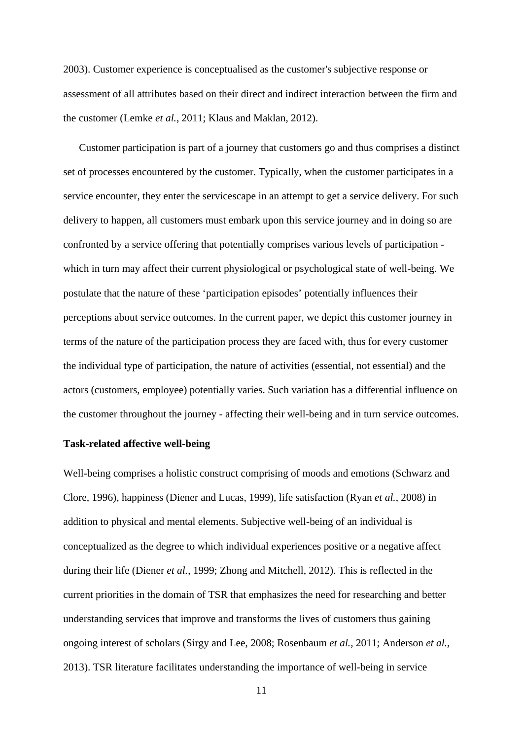2003). Customer experience is conceptualised as the customer's subjective response or assessment of all attributes based on their direct and indirect interaction between the firm and the customer (Lemke *et al.*, 2011; Klaus and Maklan, 2012).

Customer participation is part of a journey that customers go and thus comprises a distinct set of processes encountered by the customer. Typically, when the customer participates in a service encounter, they enter the servicescape in an attempt to get a service delivery. For such delivery to happen, all customers must embark upon this service journey and in doing so are confronted by a service offering that potentially comprises various levels of participation - which in turn may affect their current physiological or psychological state of well-being. We postulate that the nature of these 'participation episodes' potentially influences their perceptions about service outcomes. In the current paper, we depict this customer journey in terms of the nature of the participation process they are faced with, thus for every customer the individual type of participation, the nature of activities (essential, not essential) and the actors (customers, employee) potentially varies. Such variation has a differential influence on the customer throughout the journey - affecting their well-being and in turn service outcomes.

**Task-related affective well-being**

Well-being comprises a holistic construct comprising of moods and emotions (Schwarz and Clore, 1996), happiness (Diener and Lucas, 1999), life satisfaction (Ryan *et al.*, 2008) in addition to physical and mental elements. Subjective well-being of an individual is conceptualized as the degree to which individual experiences positive or a negative affect during their life (Diener *et al.*, 1999; Zhong and Mitchell, 2012). This is reflected in the current priorities in the domain of TSR that emphasizes the need for researching and better understanding services that improve and transforms the lives of customers thus gaining ongoing interest of scholars (Sirgy and Lee, 2008; Rosenbaum *et al.*, 2011; Anderson *et al.*, 2013). TSR literature facilitates understanding the importance of well-being in service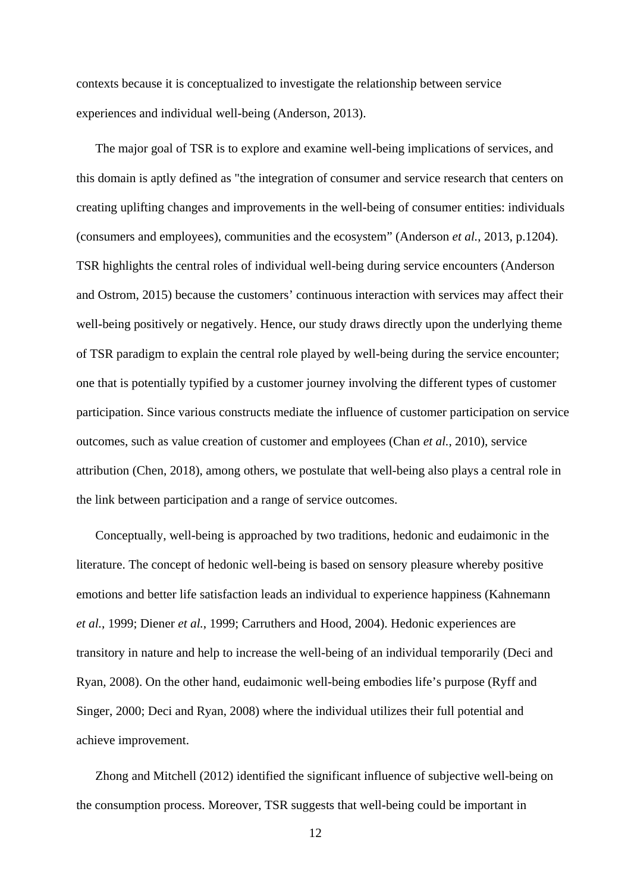contexts because it is conceptualized to investigate the relationship between service experiences and individual well-being (Anderson, 2013).

The major goal of TSR is to explore and examine well-being implications of services, and this domain is aptly defined as "the integration of consumer and service research that centers on creating uplifting changes and improvements in the well-being of consumer entities: individuals (consumers and employees), communities and the ecosystem" (Anderson *et al.*, 2013, p.1204). TSR highlights the central roles of individual well-being during service encounters (Anderson and Ostrom, 2015) because the customers' continuous interaction with services may affect their well-being positively or negatively. Hence, our study draws directly upon the underlying theme of TSR paradigm to explain the central role played by well-being during the service encounter; one that is potentially typified by a customer journey involving the different types of customer participation. Since various constructs mediate the influence of customer participation on service outcomes, such as value creation of customer and employees (Chan *et al.*, 2010), service attribution (Chen, 2018), among others, we postulate that well-being also plays a central role in the link between participation and a range of service outcomes.

Conceptually, well-being is approached by two traditions, hedonic and eudaimonic in the literature. The concept of hedonic well-being is based on sensory pleasure whereby positive emotions and better life satisfaction leads an individual to experience happiness (Kahnemann *et al.*, 1999; Diener *et al.*, 1999; Carruthers and Hood, 2004). Hedonic experiences are transitory in nature and help to increase the well-being of an individual temporarily (Deci and Ryan, 2008). On the other hand, eudaimonic well-being embodies life's purpose (Ryff and Singer, 2000; Deci and Ryan, 2008) where the individual utilizes their full potential and achieve improvement.

Zhong and Mitchell (2012) identified the significant influence of subjective well-being on the consumption process. Moreover, TSR suggests that well-being could be important in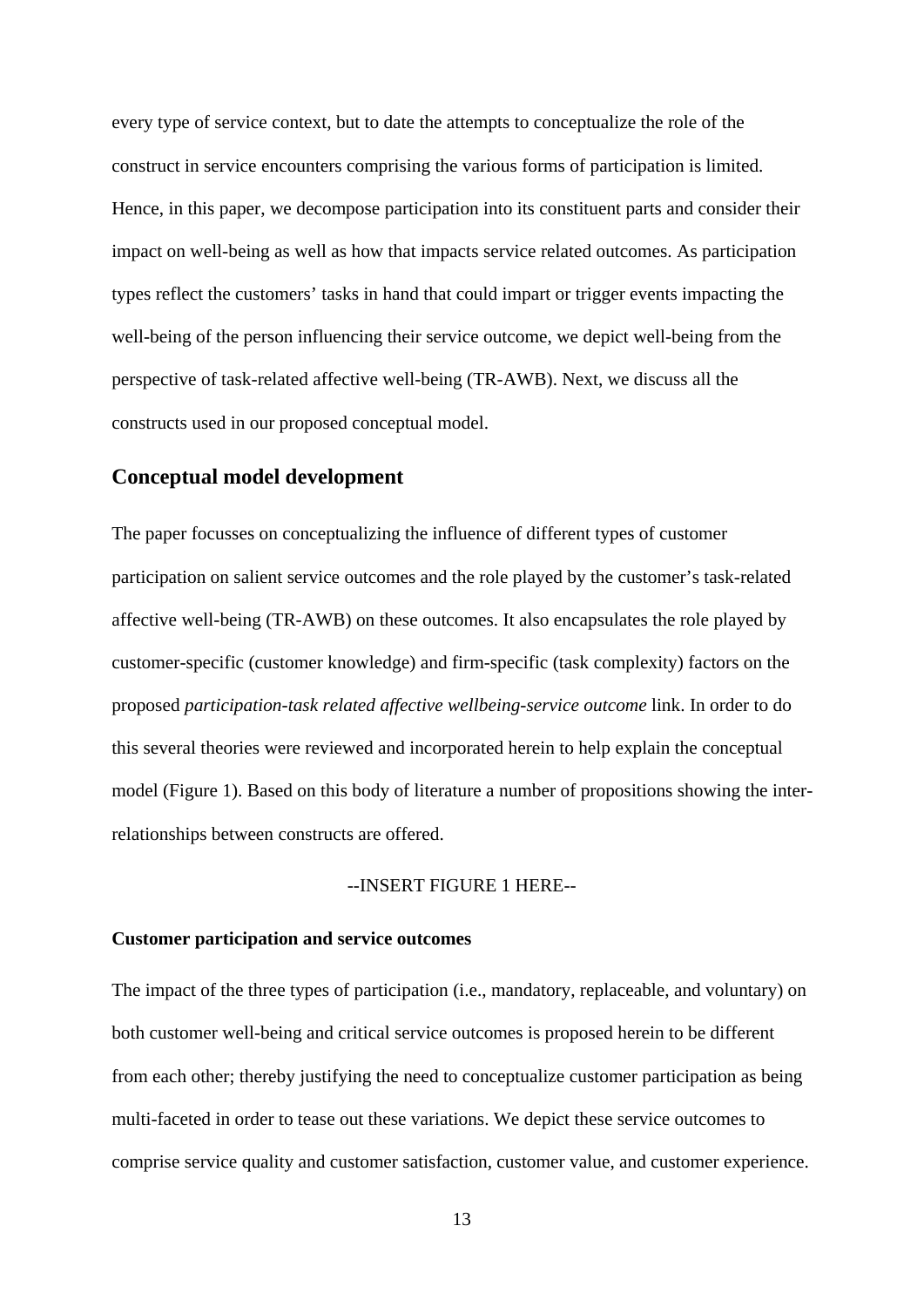every type of service context, but to date the attempts to conceptualize the role of the construct in service encounters comprising the various forms of participation is limited. Hence, in this paper, we decompose participation into its constituent parts and consider their impact on well-being as well as how that impacts service related outcomes. As participation types reflect the customers' tasks in hand that could impart or trigger events impacting the well-being of the person influencing their service outcome, we depict well-being from the perspective of task-related affective well-being (TR-AWB). Next, we discuss all the constructs used in our proposed conceptual model.

## Conceptual model development

The paper focusses on conceptualizing the influence of different types of customer participation on salient service outcomes and the role played by the customer's task-related affective well-being (TR-AWB) on these outcomes. It also encapsulates the role played by customer-specific (customer knowledge) and firm-specific (task complexity) factors on the proposed *participation-task related affective wellbeing-service outcome* link. In order to do this several theories were reviewed and incorporated herein to help explain the conceptual model (Figure 1). Based on this body of literature a number of propositions showing the inter-relationships between constructs are offered.

--INSERT FIGURE 1 HERE--

### Customer participation and service outcomes

The impact of the three types of participation (i.e., mandatory, replaceable, and voluntary) on both customer well-being and critical service outcomes is proposed herein to be different from each other; thereby justifying the need to conceptualize customer participation as being multi-faceted in order to tease out these variations. We depict these service outcomes to comprise service quality and customer satisfaction, customer value, and customer experience.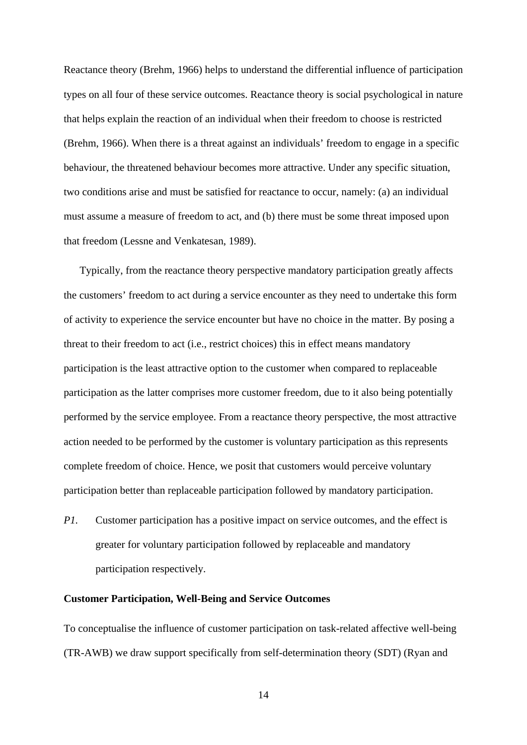Reactance theory (Brehm, 1966) helps to understand the differential influence of participation types on all four of these service outcomes. Reactance theory is social psychological in nature that helps explain the reaction of an individual when their freedom to choose is restricted (Brehm, 1966). When there is a threat against an individuals' freedom to engage in a specific behaviour, the threatened behaviour becomes more attractive. Under any specific situation, two conditions arise and must be satisfied for reactance to occur, namely: (a) an individual must assume a measure of freedom to act, and (b) there must be some threat imposed upon that freedom (Lessne and Venkatesan, 1989).

Typically, from the reactance theory perspective mandatory participation greatly affects the customers' freedom to act during a service encounter as they need to undertake this form of activity to experience the service encounter but have no choice in the matter. By posing a threat to their freedom to act (i.e., restrict choices) this in effect means mandatory participation is the least attractive option to the customer when compared to replaceable participation as the latter comprises more customer freedom, due to it also being potentially performed by the service employee. From a reactance theory perspective, the most attractive action needed to be performed by the customer is voluntary participation as this represents complete freedom of choice. Hence, we posit that customers would perceive voluntary participation better than replaceable participation followed by mandatory participation.

*P1.* Customer participation has a positive impact on service outcomes, and the effect is greater for voluntary participation followed by replaceable and mandatory participation respectively.

**Customer Participation, Well-Being and Service Outcomes**

To conceptualise the influence of customer participation on task-related affective well-being (TR-AWB) we draw support specifically from self-determination theory (SDT) (Ryan and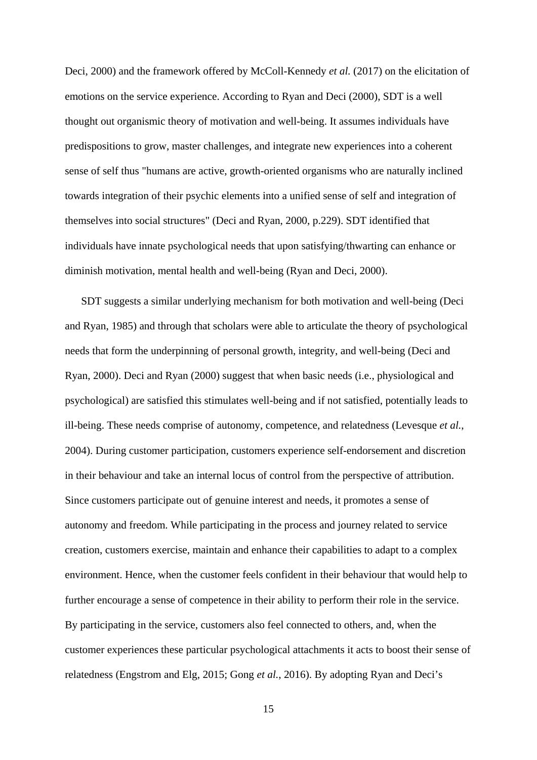Deci, 2000) and the framework offered by McColl-Kennedy *et al.* (2017) on the elicitation of emotions on the service experience. According to Ryan and Deci (2000), SDT is a well thought out organismic theory of motivation and well-being. It assumes individuals have predispositions to grow, master challenges, and integrate new experiences into a coherent sense of self thus "humans are active, growth-oriented organisms who are naturally inclined towards integration of their psychic elements into a unified sense of self and integration of themselves into social structures" (Deci and Ryan, 2000, p.229). SDT identified that individuals have innate psychological needs that upon satisfying/thwarting can enhance or diminish motivation, mental health and well-being (Ryan and Deci, 2000).

SDT suggests a similar underlying mechanism for both motivation and well-being (Deci and Ryan, 1985) and through that scholars were able to articulate the theory of psychological needs that form the underpinning of personal growth, integrity, and well-being (Deci and Ryan, 2000). Deci and Ryan (2000) suggest that when basic needs (i.e., physiological and psychological) are satisfied this stimulates well-being and if not satisfied, potentially leads to ill-being. These needs comprise of autonomy, competence, and relatedness (Levesque *et al.*, 2004). During customer participation, customers experience self-endorsement and discretion in their behaviour and take an internal locus of control from the perspective of attribution. Since customers participate out of genuine interest and needs, it promotes a sense of autonomy and freedom. While participating in the process and journey related to service creation, customers exercise, maintain and enhance their capabilities to adapt to a complex environment. Hence, when the customer feels confident in their behaviour that would help to further encourage a sense of competence in their ability to perform their role in the service. By participating in the service, customers also feel connected to others, and, when the customer experiences these particular psychological attachments it acts to boost their sense of relatedness (Engstrom and Elg, 2015; Gong *et al.*, 2016). By adopting Ryan and Deci's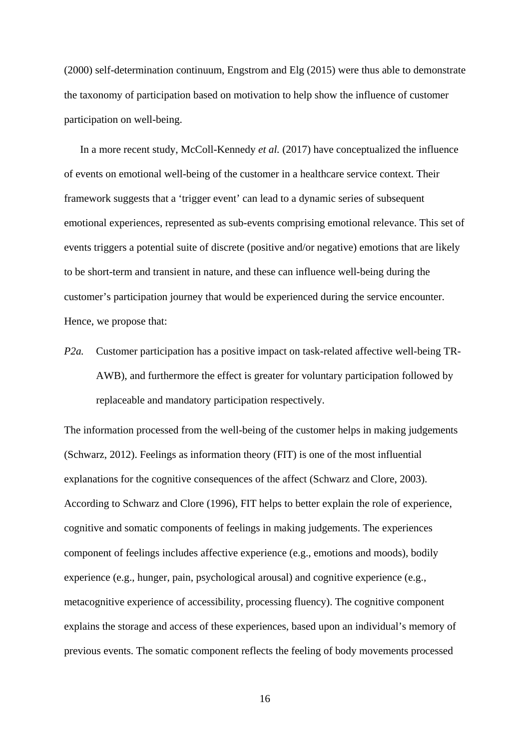(2000) self-determination continuum, Engstrom and Elg (2015) were thus able to demonstrate the taxonomy of participation based on motivation to help show the influence of customer participation on well-being.

In a more recent study, McColl-Kennedy *et al.* (2017) have conceptualized the influence of events on emotional well-being of the customer in a healthcare service context. Their framework suggests that a 'trigger event' can lead to a dynamic series of subsequent emotional experiences, represented as sub-events comprising emotional relevance. This set of events triggers a potential suite of discrete (positive and/or negative) emotions that are likely to be short-term and transient in nature, and these can influence well-being during the customer's participation journey that would be experienced during the service encounter. Hence, we propose that:

*P2a.* Customer participation has a positive impact on task-related affective well-being TR-AWB), and furthermore the effect is greater for voluntary participation followed by replaceable and mandatory participation respectively.

The information processed from the well-being of the customer helps in making judgements (Schwarz, 2012). Feelings as information theory (FIT) is one of the most influential explanations for the cognitive consequences of the affect (Schwarz and Clore, 2003). According to Schwarz and Clore (1996), FIT helps to better explain the role of experience, cognitive and somatic components of feelings in making judgements. The experiences component of feelings includes affective experience (e.g., emotions and moods), bodily experience (e.g., hunger, pain, psychological arousal) and cognitive experience (e.g., metacognitive experience of accessibility, processing fluency). The cognitive component explains the storage and access of these experiences, based upon an individual's memory of previous events. The somatic component reflects the feeling of body movements processed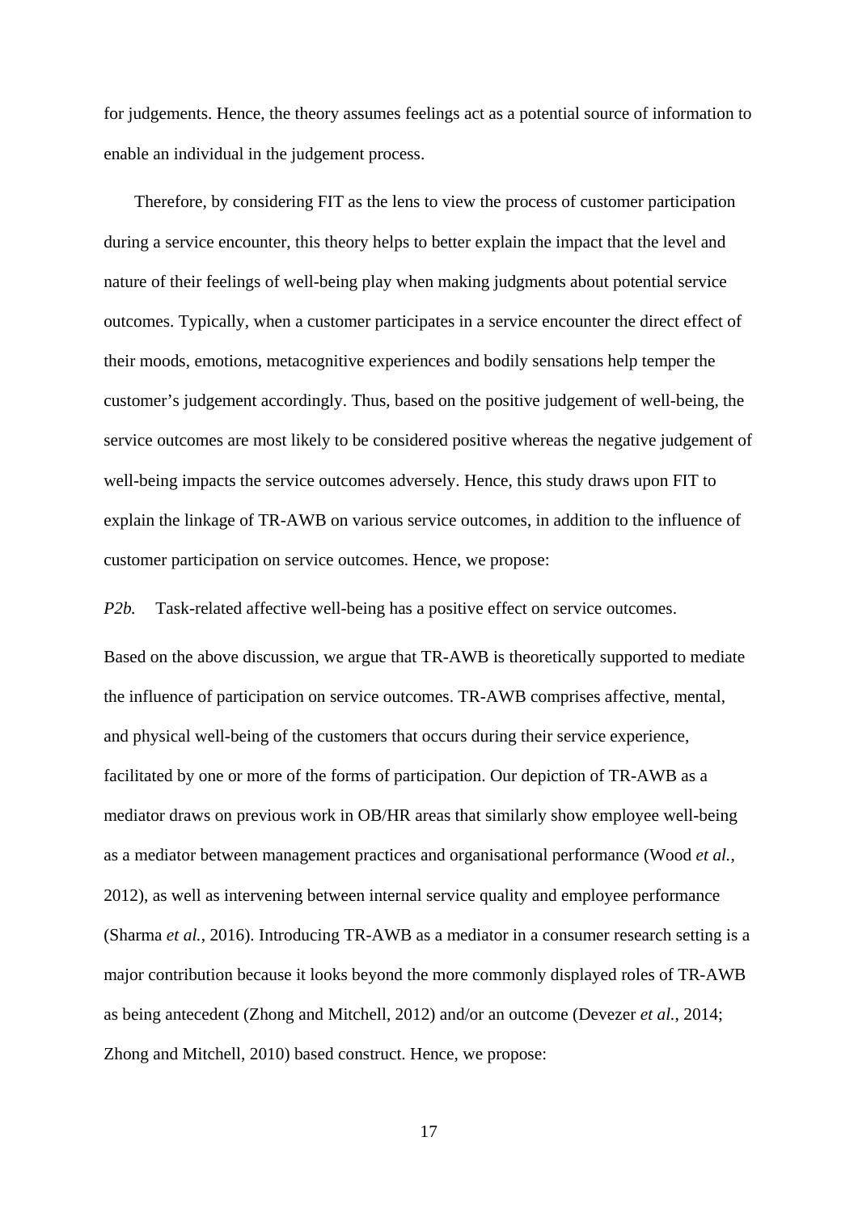for judgements. Hence, the theory assumes feelings act as a potential source of information to enable an individual in the judgement process.

Therefore, by considering FIT as the lens to view the process of customer participation during a service encounter, this theory helps to better explain the impact that the level and nature of their feelings of well-being play when making judgments about potential service outcomes. Typically, when a customer participates in a service encounter the direct effect of their moods, emotions, metacognitive experiences and bodily sensations help temper the customer's judgement accordingly. Thus, based on the positive judgement of well-being, the service outcomes are most likely to be considered positive whereas the negative judgement of well-being impacts the service outcomes adversely. Hence, this study draws upon FIT to explain the linkage of TR-AWB on various service outcomes, in addition to the influence of customer participation on service outcomes. Hence, we propose:

*P2b.* Task-related affective well-being has a positive effect on service outcomes.

Based on the above discussion, we argue that TR-AWB is theoretically supported to mediate the influence of participation on service outcomes. TR-AWB comprises affective, mental, and physical well-being of the customers that occurs during their service experience, facilitated by one or more of the forms of participation. Our depiction of TR-AWB as a mediator draws on previous work in OB/HR areas that similarly show employee well-being as a mediator between management practices and organisational performance (Wood *et al.*, 2012), as well as intervening between internal service quality and employee performance (Sharma *et al.*, 2016). Introducing TR-AWB as a mediator in a consumer research setting is a major contribution because it looks beyond the more commonly displayed roles of TR-AWB as being antecedent (Zhong and Mitchell, 2012) and/or an outcome (Devezer *et al.*, 2014; Zhong and Mitchell, 2010) based construct. Hence, we propose: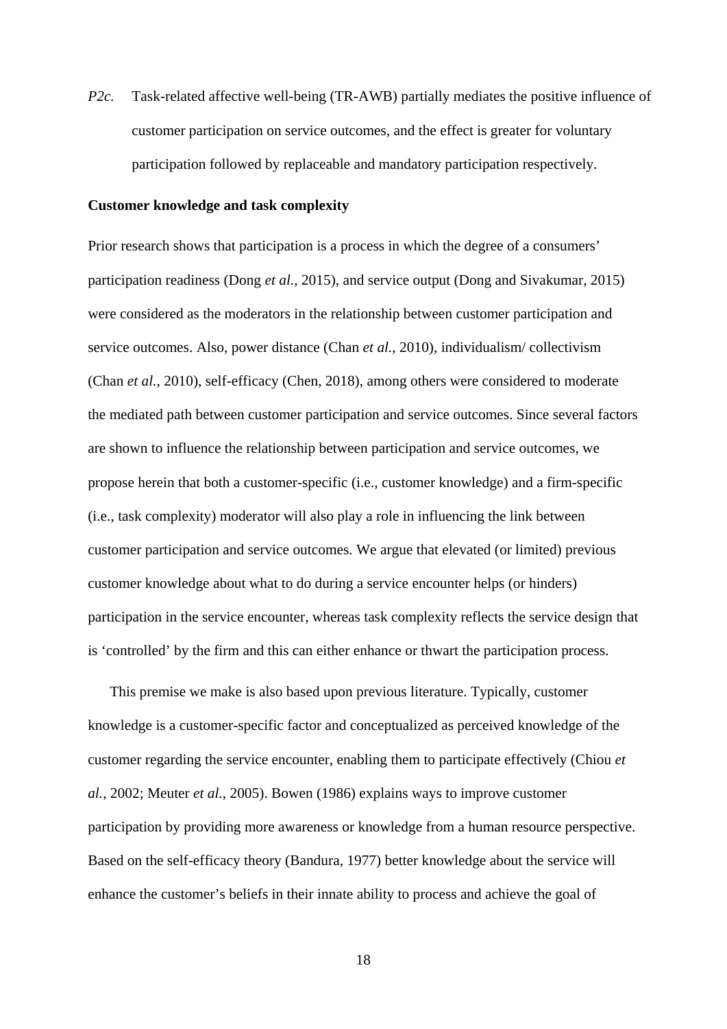*P2c.* Task-related affective well-being (TR-AWB) partially mediates the positive influence of customer participation on service outcomes, and the effect is greater for voluntary participation followed by replaceable and mandatory participation respectively.

**Customer knowledge and task complexity**

Prior research shows that participation is a process in which the degree of a consumers' participation readiness (Dong *et al.*, 2015), and service output (Dong and Sivakumar, 2015) were considered as the moderators in the relationship between customer participation and service outcomes. Also, power distance (Chan *et al.*, 2010), individualism/ collectivism (Chan *et al.*, 2010), self-efficacy (Chen, 2018), among others were considered to moderate the mediated path between customer participation and service outcomes. Since several factors are shown to influence the relationship between participation and service outcomes, we propose herein that both a customer-specific (i.e., customer knowledge) and a firm-specific (i.e., task complexity) moderator will also play a role in influencing the link between customer participation and service outcomes. We argue that elevated (or limited) previous customer knowledge about what to do during a service encounter helps (or hinders) participation in the service encounter, whereas task complexity reflects the service design that is 'controlled' by the firm and this can either enhance or thwart the participation process.

This premise we make is also based upon previous literature. Typically, customer knowledge is a customer-specific factor and conceptualized as perceived knowledge of the customer regarding the service encounter, enabling them to participate effectively (Chiou *et al.*, 2002; Meuter *et al.*, 2005). Bowen (1986) explains ways to improve customer participation by providing more awareness or knowledge from a human resource perspective. Based on the self-efficacy theory (Bandura, 1977) better knowledge about the service will enhance the customer's beliefs in their innate ability to process and achieve the goal of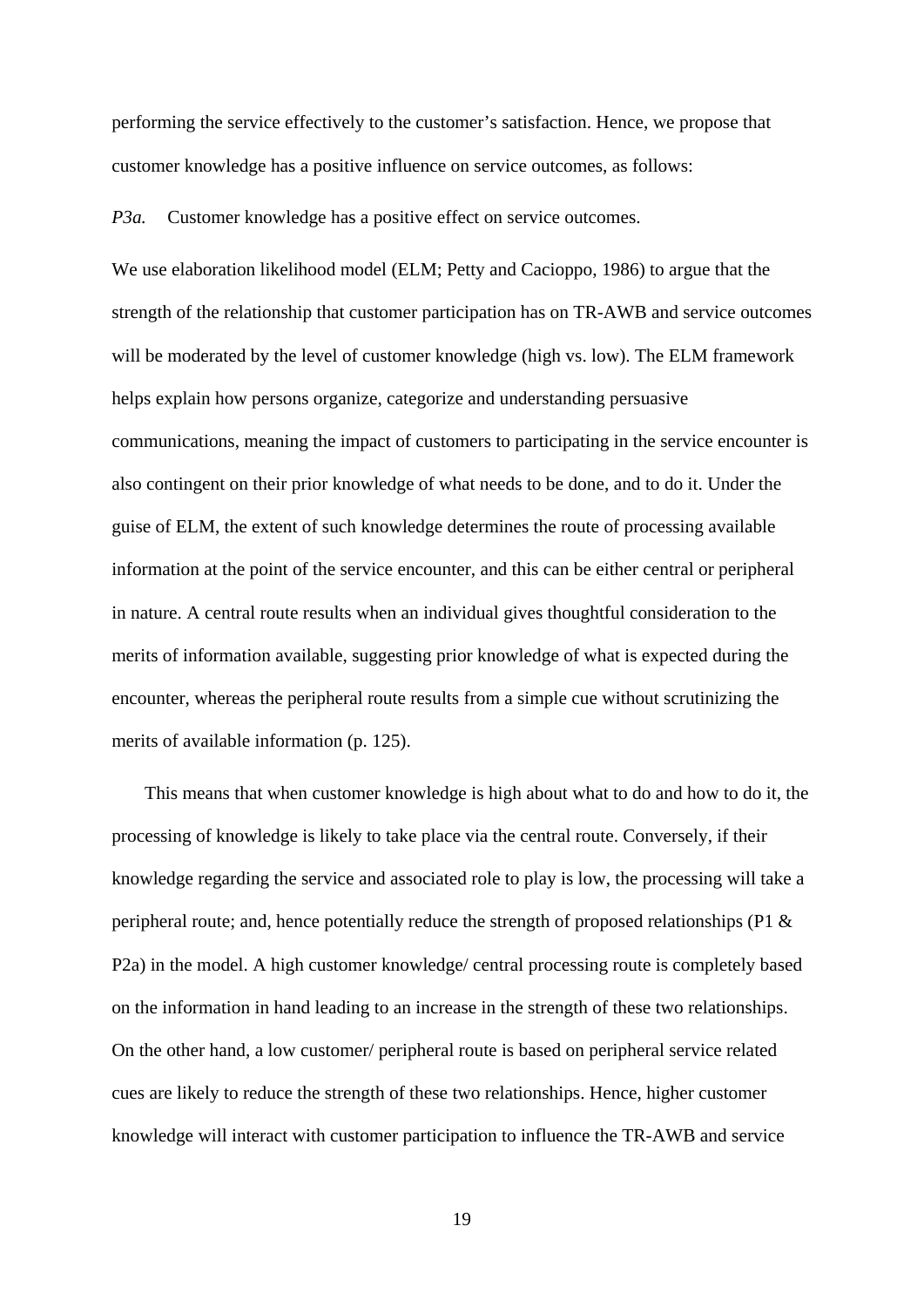performing the service effectively to the customer's satisfaction. Hence, we propose that customer knowledge has a positive influence on service outcomes, as follows:

*P3a.* Customer knowledge has a positive effect on service outcomes.

We use elaboration likelihood model (ELM; Petty and Cacioppo, 1986) to argue that the strength of the relationship that customer participation has on TR-AWB and service outcomes will be moderated by the level of customer knowledge (high vs. low). The ELM framework helps explain how persons organize, categorize and understanding persuasive communications, meaning the impact of customers to participating in the service encounter is also contingent on their prior knowledge of what needs to be done, and to do it. Under the guise of ELM, the extent of such knowledge determines the route of processing available information at the point of the service encounter, and this can be either central or peripheral in nature. A central route results when an individual gives thoughtful consideration to the merits of information available, suggesting prior knowledge of what is expected during the encounter, whereas the peripheral route results from a simple cue without scrutinizing the merits of available information (p. 125).

This means that when customer knowledge is high about what to do and how to do it, the processing of knowledge is likely to take place via the central route. Conversely, if their knowledge regarding the service and associated role to play is low, the processing will take a peripheral route; and, hence potentially reduce the strength of proposed relationships (P1 & P2a) in the model. A high customer knowledge/ central processing route is completely based on the information in hand leading to an increase in the strength of these two relationships. On the other hand, a low customer/ peripheral route is based on peripheral service related cues are likely to reduce the strength of these two relationships. Hence, higher customer knowledge will interact with customer participation to influence the TR-AWB and service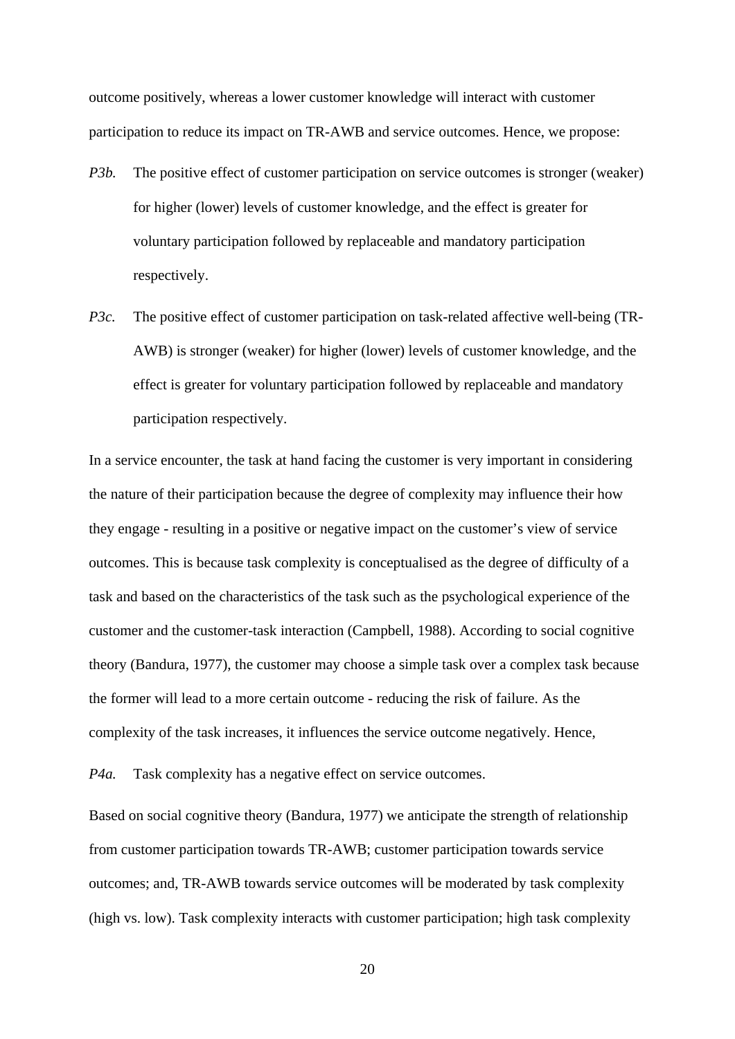outcome positively, whereas a lower customer knowledge will interact with customer participation to reduce its impact on TR-AWB and service outcomes. Hence, we propose:

*P3b.* The positive effect of customer participation on service outcomes is stronger (weaker) for higher (lower) levels of customer knowledge, and the effect is greater for voluntary participation followed by replaceable and mandatory participation respectively.

*P3c.* The positive effect of customer participation on task-related affective well-being (TR-AWB) is stronger (weaker) for higher (lower) levels of customer knowledge, and the effect is greater for voluntary participation followed by replaceable and mandatory participation respectively.

In a service encounter, the task at hand facing the customer is very important in considering the nature of their participation because the degree of complexity may influence their how they engage - resulting in a positive or negative impact on the customer's view of service outcomes. This is because task complexity is conceptualised as the degree of difficulty of a task and based on the characteristics of the task such as the psychological experience of the customer and the customer-task interaction (Campbell, 1988). According to social cognitive theory (Bandura, 1977), the customer may choose a simple task over a complex task because the former will lead to a more certain outcome - reducing the risk of failure. As the complexity of the task increases, it influences the service outcome negatively. Hence,

*P4a.* Task complexity has a negative effect on service outcomes.

Based on social cognitive theory (Bandura, 1977) we anticipate the strength of relationship from customer participation towards TR-AWB; customer participation towards service outcomes; and, TR-AWB towards service outcomes will be moderated by task complexity (high vs. low). Task complexity interacts with customer participation; high task complexity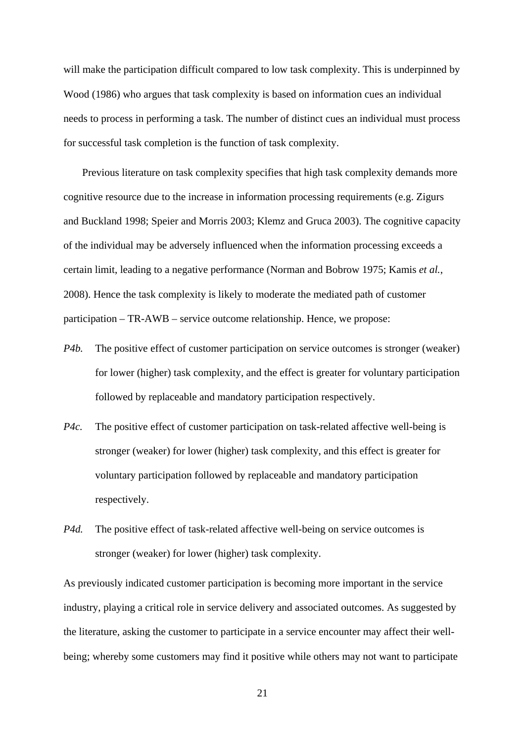will make the participation difficult compared to low task complexity. This is underpinned by Wood (1986) who argues that task complexity is based on information cues an individual needs to process in performing a task. The number of distinct cues an individual must process for successful task completion is the function of task complexity.

Previous literature on task complexity specifies that high task complexity demands more cognitive resource due to the increase in information processing requirements (e.g. Zigurs and Buckland 1998; Speier and Morris 2003; Klemz and Gruca 2003). The cognitive capacity of the individual may be adversely influenced when the information processing exceeds a certain limit, leading to a negative performance (Norman and Bobrow 1975; Kamis *et al.*, 2008). Hence the task complexity is likely to moderate the mediated path of customer participation – TR-AWB – service outcome relationship. Hence, we propose:

*P4b.* The positive effect of customer participation on service outcomes is stronger (weaker) for lower (higher) task complexity, and the effect is greater for voluntary participation followed by replaceable and mandatory participation respectively.

*P4c.* The positive effect of customer participation on task-related affective well-being is stronger (weaker) for lower (higher) task complexity, and this effect is greater for voluntary participation followed by replaceable and mandatory participation respectively.

*P4d.* The positive effect of task-related affective well-being on service outcomes is stronger (weaker) for lower (higher) task complexity.

As previously indicated customer participation is becoming more important in the service industry, playing a critical role in service delivery and associated outcomes. As suggested by the literature, asking the customer to participate in a service encounter may affect their well-being; whereby some customers may find it positive while others may not want to participate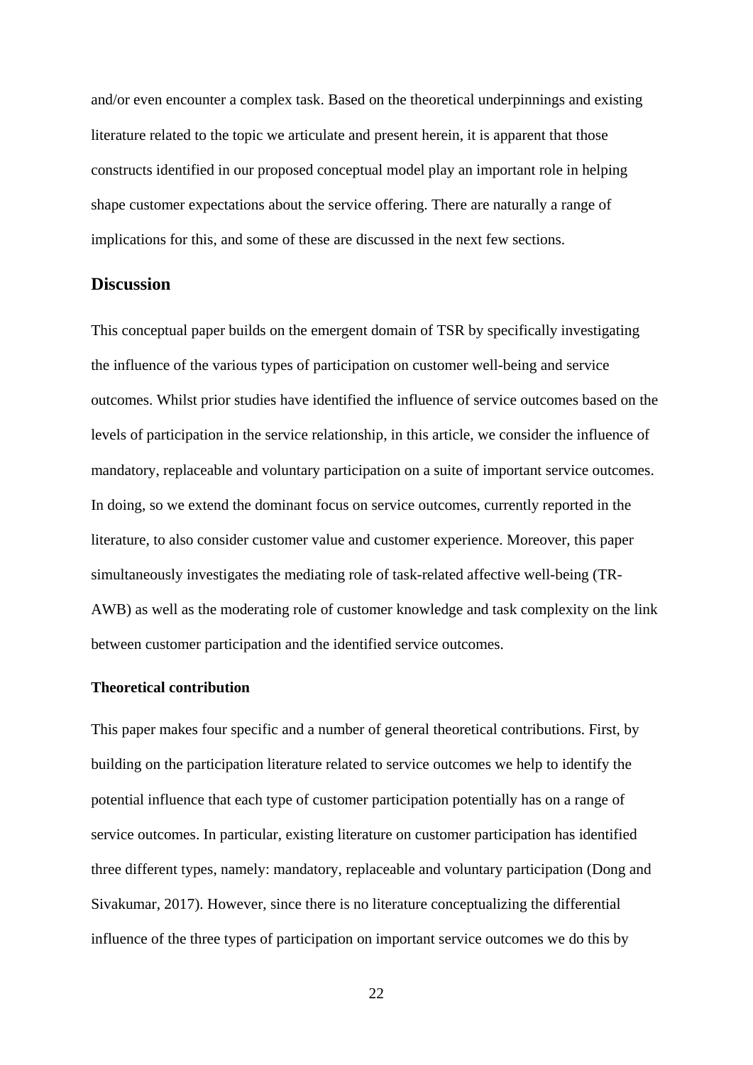and/or even encounter a complex task. Based on the theoretical underpinnings and existing literature related to the topic we articulate and present herein, it is apparent that those constructs identified in our proposed conceptual model play an important role in helping shape customer expectations about the service offering. There are naturally a range of implications for this, and some of these are discussed in the next few sections.

## Discussion

This conceptual paper builds on the emergent domain of TSR by specifically investigating the influence of the various types of participation on customer well-being and service outcomes. Whilst prior studies have identified the influence of service outcomes based on the levels of participation in the service relationship, in this article, we consider the influence of mandatory, replaceable and voluntary participation on a suite of important service outcomes. In doing, so we extend the dominant focus on service outcomes, currently reported in the literature, to also consider customer value and customer experience. Moreover, this paper simultaneously investigates the mediating role of task-related affective well-being (TR-AWB) as well as the moderating role of customer knowledge and task complexity on the link between customer participation and the identified service outcomes.

### Theoretical contribution

This paper makes four specific and a number of general theoretical contributions. First, by building on the participation literature related to service outcomes we help to identify the potential influence that each type of customer participation potentially has on a range of service outcomes. In particular, existing literature on customer participation has identified three different types, namely: mandatory, replaceable and voluntary participation (Dong and Sivakumar, 2017). However, since there is no literature conceptualizing the differential influence of the three types of participation on important service outcomes we do this by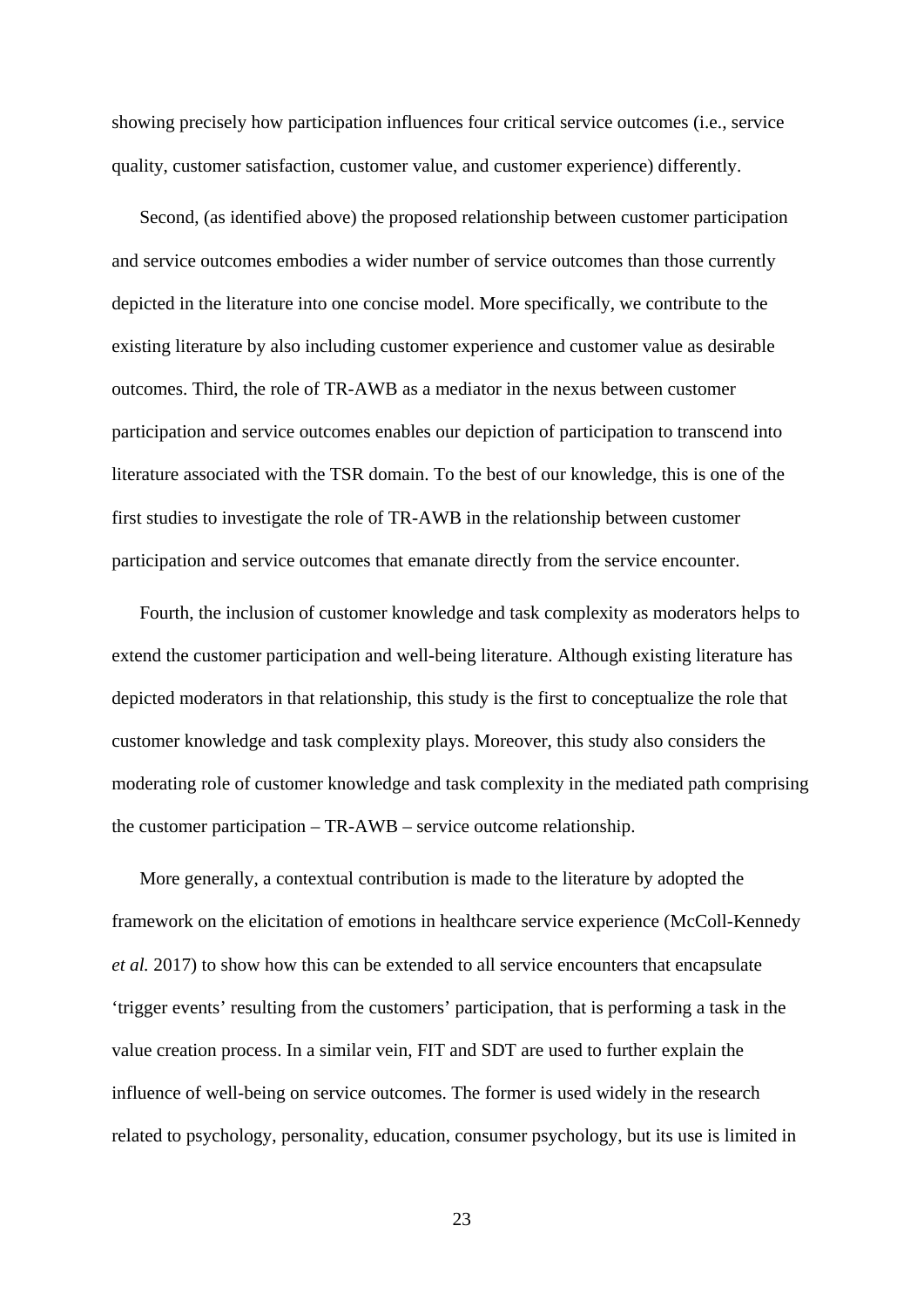showing precisely how participation influences four critical service outcomes (i.e., service quality, customer satisfaction, customer value, and customer experience) differently.

Second, (as identified above) the proposed relationship between customer participation and service outcomes embodies a wider number of service outcomes than those currently depicted in the literature into one concise model. More specifically, we contribute to the existing literature by also including customer experience and customer value as desirable outcomes. Third, the role of TR-AWB as a mediator in the nexus between customer participation and service outcomes enables our depiction of participation to transcend into literature associated with the TSR domain. To the best of our knowledge, this is one of the first studies to investigate the role of TR-AWB in the relationship between customer participation and service outcomes that emanate directly from the service encounter.

Fourth, the inclusion of customer knowledge and task complexity as moderators helps to extend the customer participation and well-being literature. Although existing literature has depicted moderators in that relationship, this study is the first to conceptualize the role that customer knowledge and task complexity plays. Moreover, this study also considers the moderating role of customer knowledge and task complexity in the mediated path comprising the customer participation – TR-AWB – service outcome relationship.

More generally, a contextual contribution is made to the literature by adopted the framework on the elicitation of emotions in healthcare service experience (McColl-Kennedy *et al.* 2017) to show how this can be extended to all service encounters that encapsulate 'trigger events' resulting from the customers' participation, that is performing a task in the value creation process. In a similar vein, FIT and SDT are used to further explain the influence of well-being on service outcomes. The former is used widely in the research related to psychology, personality, education, consumer psychology, but its use is limited in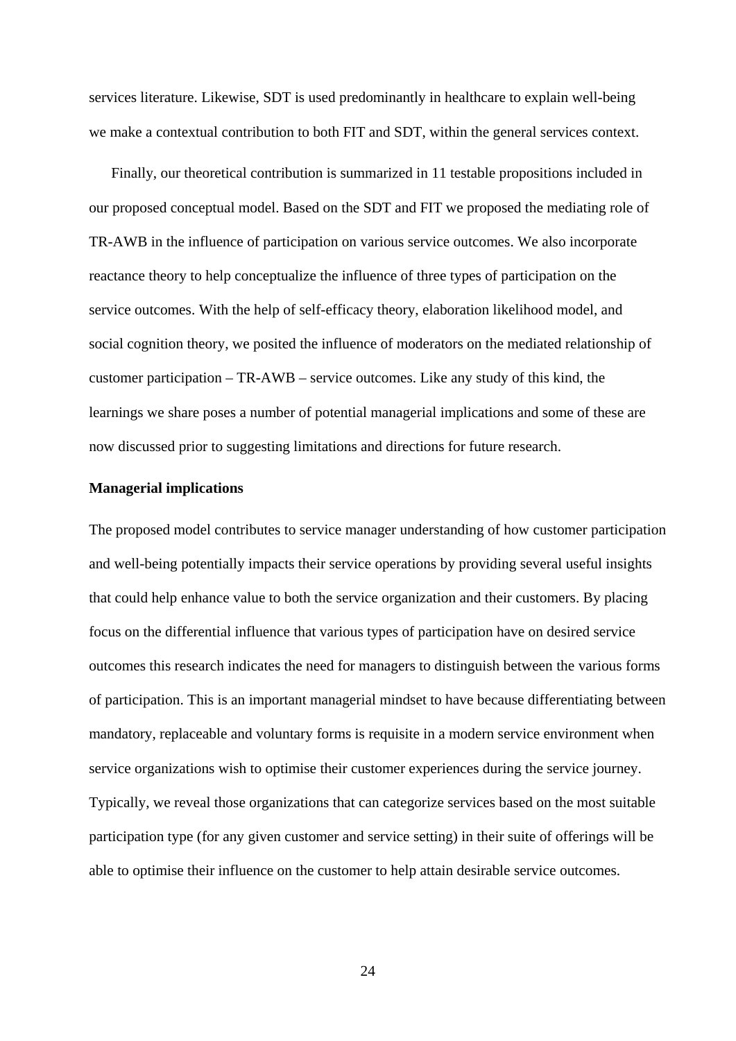services literature. Likewise, SDT is used predominantly in healthcare to explain well-being we make a contextual contribution to both FIT and SDT, within the general services context.

Finally, our theoretical contribution is summarized in 11 testable propositions included in our proposed conceptual model. Based on the SDT and FIT we proposed the mediating role of TR-AWB in the influence of participation on various service outcomes. We also incorporate reactance theory to help conceptualize the influence of three types of participation on the service outcomes. With the help of self-efficacy theory, elaboration likelihood model, and social cognition theory, we posited the influence of moderators on the mediated relationship of customer participation – TR-AWB – service outcomes. Like any study of this kind, the learnings we share poses a number of potential managerial implications and some of these are now discussed prior to suggesting limitations and directions for future research.

**Managerial implications**

The proposed model contributes to service manager understanding of how customer participation and well-being potentially impacts their service operations by providing several useful insights that could help enhance value to both the service organization and their customers. By placing focus on the differential influence that various types of participation have on desired service outcomes this research indicates the need for managers to distinguish between the various forms of participation. This is an important managerial mindset to have because differentiating between mandatory, replaceable and voluntary forms is requisite in a modern service environment when service organizations wish to optimise their customer experiences during the service journey. Typically, we reveal those organizations that can categorize services based on the most suitable participation type (for any given customer and service setting) in their suite of offerings will be able to optimise their influence on the customer to help attain desirable service outcomes.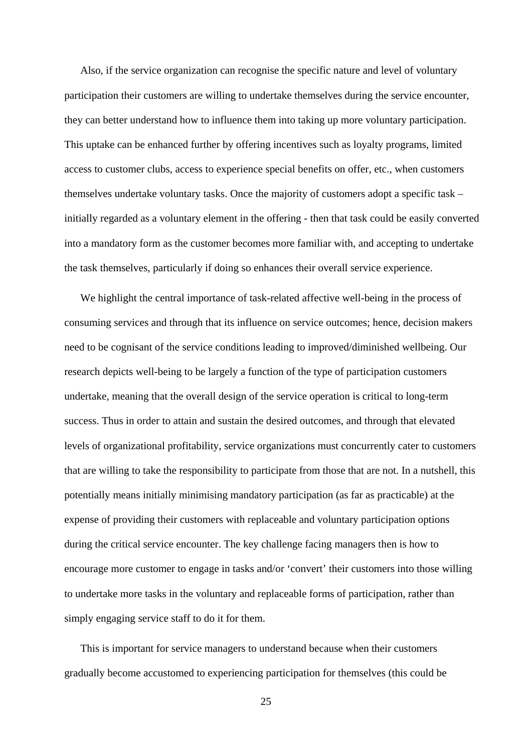Also, if the service organization can recognise the specific nature and level of voluntary participation their customers are willing to undertake themselves during the service encounter, they can better understand how to influence them into taking up more voluntary participation. This uptake can be enhanced further by offering incentives such as loyalty programs, limited access to customer clubs, access to experience special benefits on offer, etc., when customers themselves undertake voluntary tasks. Once the majority of customers adopt a specific task – initially regarded as a voluntary element in the offering - then that task could be easily converted into a mandatory form as the customer becomes more familiar with, and accepting to undertake the task themselves, particularly if doing so enhances their overall service experience.

We highlight the central importance of task-related affective well-being in the process of consuming services and through that its influence on service outcomes; hence, decision makers need to be cognisant of the service conditions leading to improved/diminished wellbeing. Our research depicts well-being to be largely a function of the type of participation customers undertake, meaning that the overall design of the service operation is critical to long-term success. Thus in order to attain and sustain the desired outcomes, and through that elevated levels of organizational profitability, service organizations must concurrently cater to customers that are willing to take the responsibility to participate from those that are not. In a nutshell, this potentially means initially minimising mandatory participation (as far as practicable) at the expense of providing their customers with replaceable and voluntary participation options during the critical service encounter. The key challenge facing managers then is how to encourage more customer to engage in tasks and/or 'convert' their customers into those willing to undertake more tasks in the voluntary and replaceable forms of participation, rather than simply engaging service staff to do it for them.

This is important for service managers to understand because when their customers gradually become accustomed to experiencing participation for themselves (this could be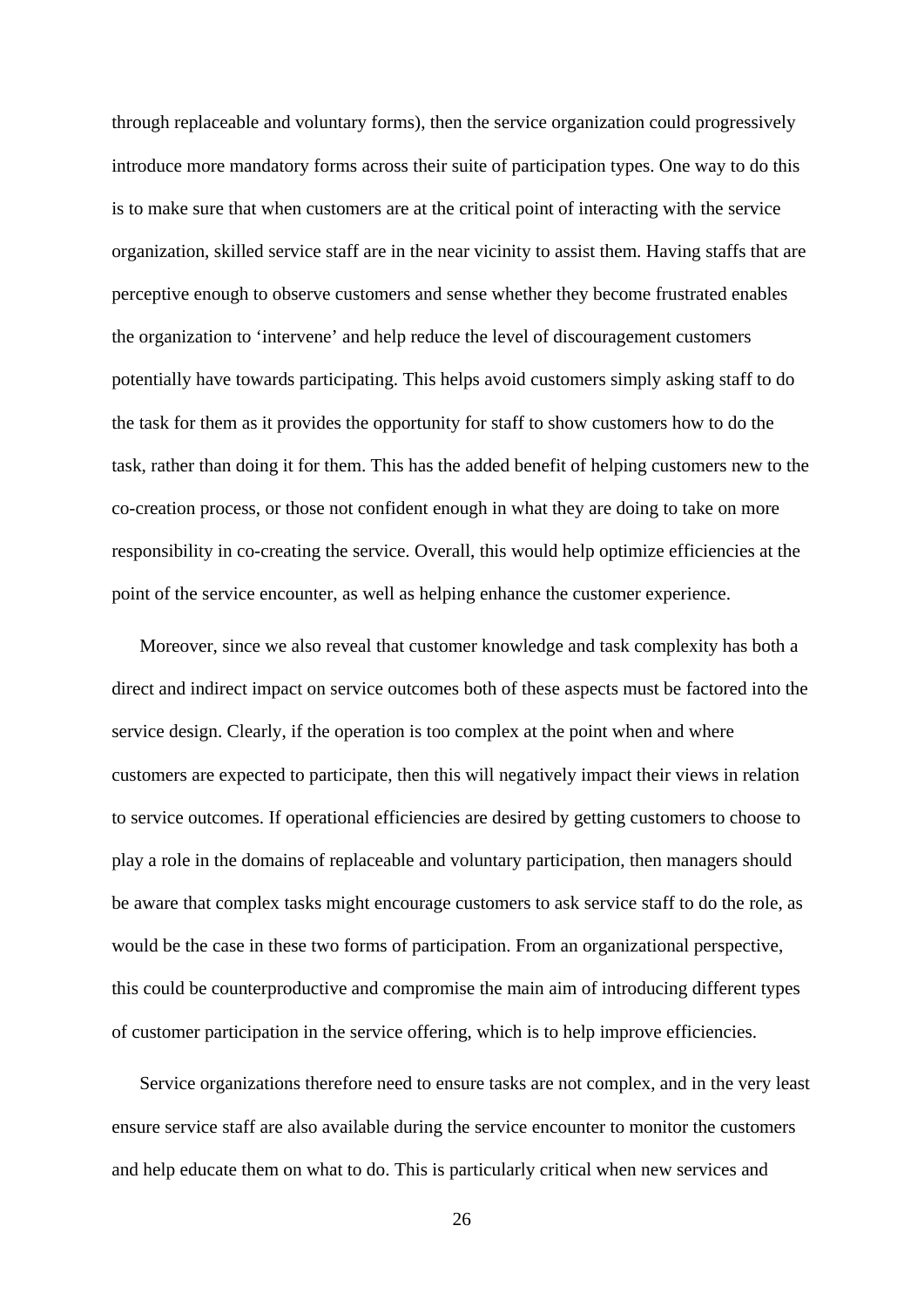through replaceable and voluntary forms), then the service organization could progressively introduce more mandatory forms across their suite of participation types. One way to do this is to make sure that when customers are at the critical point of interacting with the service organization, skilled service staff are in the near vicinity to assist them. Having staffs that are perceptive enough to observe customers and sense whether they become frustrated enables the organization to 'intervene' and help reduce the level of discouragement customers potentially have towards participating. This helps avoid customers simply asking staff to do the task for them as it provides the opportunity for staff to show customers how to do the task, rather than doing it for them. This has the added benefit of helping customers new to the co-creation process, or those not confident enough in what they are doing to take on more responsibility in co-creating the service. Overall, this would help optimize efficiencies at the point of the service encounter, as well as helping enhance the customer experience.

Moreover, since we also reveal that customer knowledge and task complexity has both a direct and indirect impact on service outcomes both of these aspects must be factored into the service design. Clearly, if the operation is too complex at the point when and where customers are expected to participate, then this will negatively impact their views in relation to service outcomes. If operational efficiencies are desired by getting customers to choose to play a role in the domains of replaceable and voluntary participation, then managers should be aware that complex tasks might encourage customers to ask service staff to do the role, as would be the case in these two forms of participation. From an organizational perspective, this could be counterproductive and compromise the main aim of introducing different types of customer participation in the service offering, which is to help improve efficiencies.

Service organizations therefore need to ensure tasks are not complex, and in the very least ensure service staff are also available during the service encounter to monitor the customers and help educate them on what to do. This is particularly critical when new services and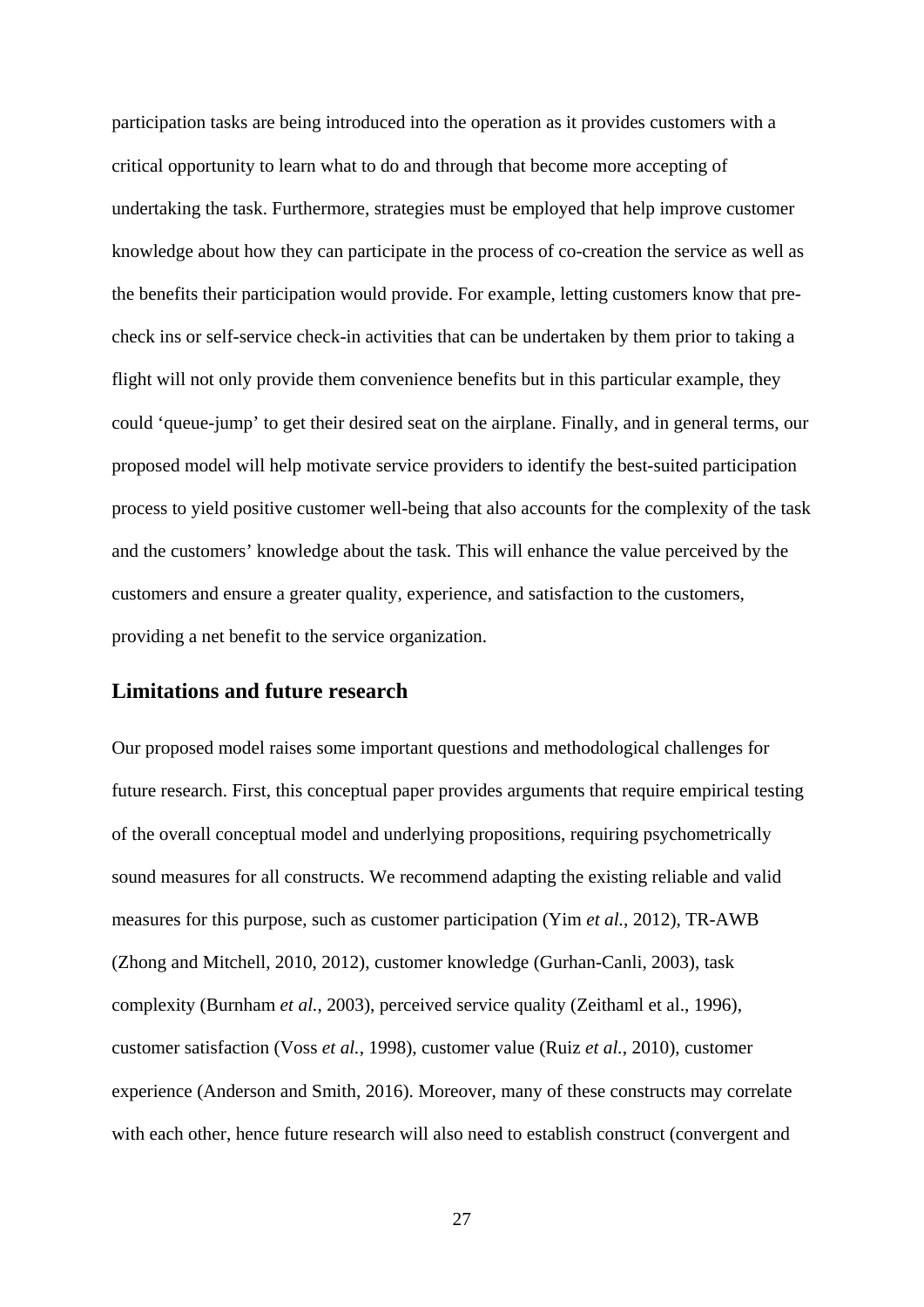participation tasks are being introduced into the operation as it provides customers with a critical opportunity to learn what to do and through that become more accepting of undertaking the task. Furthermore, strategies must be employed that help improve customer knowledge about how they can participate in the process of co-creation the service as well as the benefits their participation would provide. For example, letting customers know that pre-check ins or self-service check-in activities that can be undertaken by them prior to taking a flight will not only provide them convenience benefits but in this particular example, they could 'queue-jump' to get their desired seat on the airplane. Finally, and in general terms, our proposed model will help motivate service providers to identify the best-suited participation process to yield positive customer well-being that also accounts for the complexity of the task and the customers' knowledge about the task. This will enhance the value perceived by the customers and ensure a greater quality, experience, and satisfaction to the customers, providing a net benefit to the service organization.

## Limitations and future research

Our proposed model raises some important questions and methodological challenges for future research. First, this conceptual paper provides arguments that require empirical testing of the overall conceptual model and underlying propositions, requiring psychometrically sound measures for all constructs. We recommend adapting the existing reliable and valid measures for this purpose, such as customer participation (Yim *et al.*, 2012), TR-AWB (Zhong and Mitchell, 2010, 2012), customer knowledge (Gurhan-Canli, 2003), task complexity (Burnham *et al.*, 2003), perceived service quality (Zeithaml et al., 1996), customer satisfaction (Voss *et al.*, 1998), customer value (Ruiz *et al.*, 2010), customer experience (Anderson and Smith, 2016). Moreover, many of these constructs may correlate with each other, hence future research will also need to establish construct (convergent and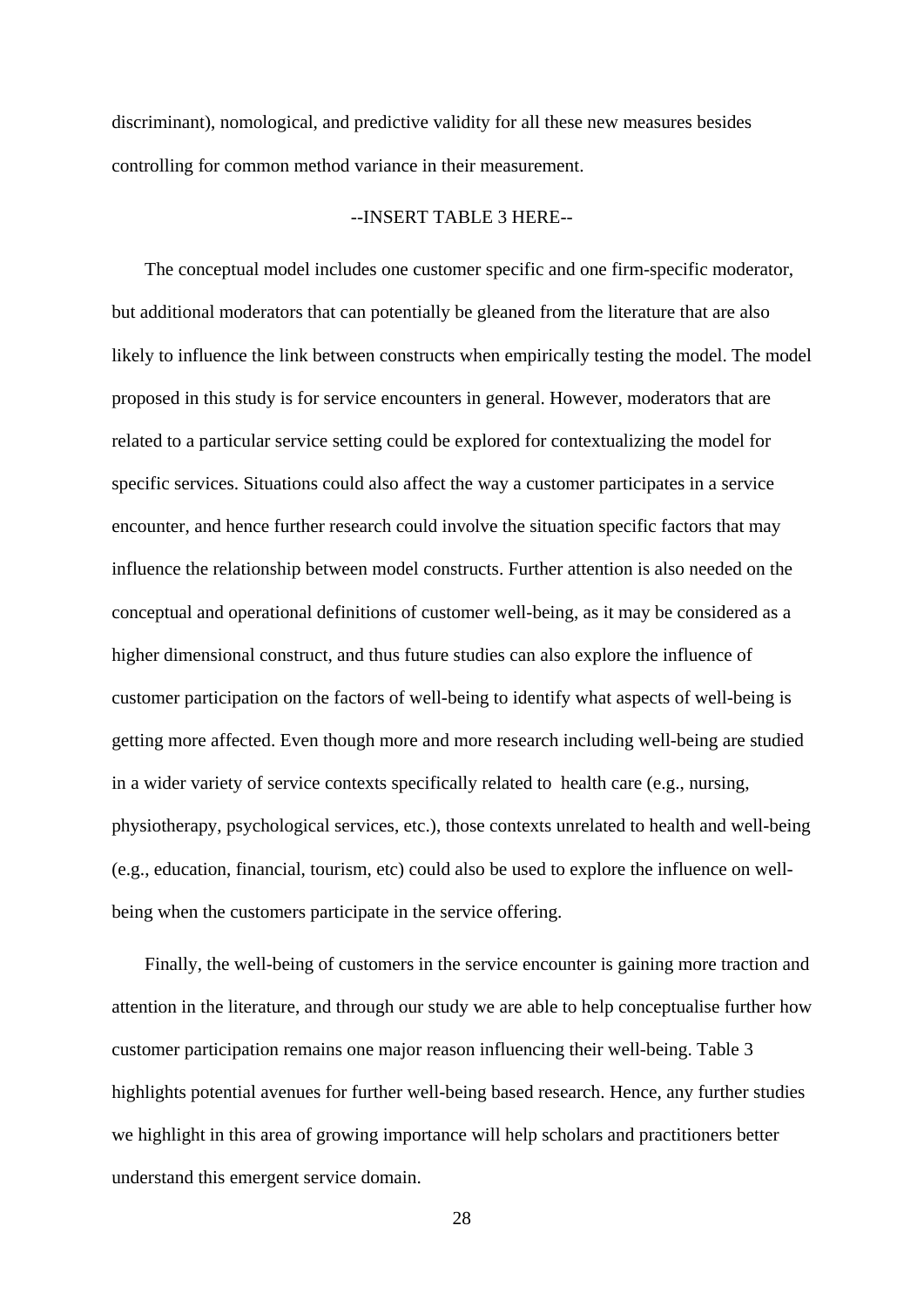discriminant), nomological, and predictive validity for all these new measures besides controlling for common method variance in their measurement.

--INSERT TABLE 3 HERE--

The conceptual model includes one customer specific and one firm-specific moderator, but additional moderators that can potentially be gleaned from the literature that are also likely to influence the link between constructs when empirically testing the model. The model proposed in this study is for service encounters in general. However, moderators that are related to a particular service setting could be explored for contextualizing the model for specific services. Situations could also affect the way a customer participates in a service encounter, and hence further research could involve the situation specific factors that may influence the relationship between model constructs. Further attention is also needed on the conceptual and operational definitions of customer well-being, as it may be considered as a higher dimensional construct, and thus future studies can also explore the influence of customer participation on the factors of well-being to identify what aspects of well-being is getting more affected. Even though more and more research including well-being are studied in a wider variety of service contexts specifically related to health care (e.g., nursing, physiotherapy, psychological services, etc.), those contexts unrelated to health and well-being (e.g., education, financial, tourism, etc) could also be used to explore the influence on well-being when the customers participate in the service offering.

Finally, the well-being of customers in the service encounter is gaining more traction and attention in the literature, and through our study we are able to help conceptualise further how customer participation remains one major reason influencing their well-being. Table 3 highlights potential avenues for further well-being based research. Hence, any further studies we highlight in this area of growing importance will help scholars and practitioners better understand this emergent service domain.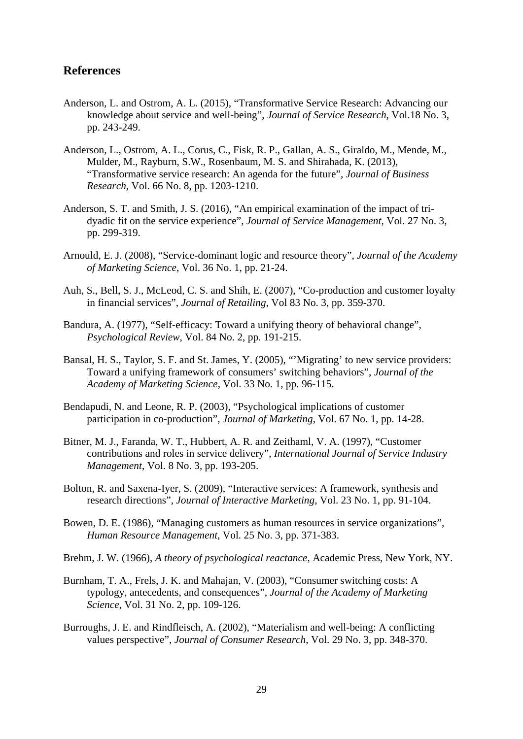## References

Anderson, L. and Ostrom, A. L. (2015), "Transformative Service Research: Advancing our knowledge about service and well-being", *Journal of Service Research*, Vol.18 No. 3, pp. 243-249.

Anderson, L., Ostrom, A. L., Corus, C., Fisk, R. P., Gallan, A. S., Giraldo, M., Mende, M., Mulder, M., Rayburn, S.W., Rosenbaum, M. S. and Shirahada, K. (2013), "Transformative service research: An agenda for the future", *Journal of Business Research*, Vol. 66 No. 8, pp. 1203-1210.

Anderson, S. T. and Smith, J. S. (2016), "An empirical examination of the impact of tri-dyadic fit on the service experience", *Journal of Service Management*, Vol. 27 No. 3, pp. 299-319.

Arnould, E. J. (2008), "Service-dominant logic and resource theory", *Journal of the Academy of Marketing Science*, Vol. 36 No. 1, pp. 21-24.

Auh, S., Bell, S. J., McLeod, C. S. and Shih, E. (2007), "Co-production and customer loyalty in financial services", *Journal of Retailing*, Vol 83 No. 3, pp. 359-370.

Bandura, A. (1977), "Self-efficacy: Toward a unifying theory of behavioral change", *Psychological Review*, Vol. 84 No. 2, pp. 191-215.

Bansal, H. S., Taylor, S. F. and St. James, Y. (2005), "'Migrating' to new service providers: Toward a unifying framework of consumers' switching behaviors", *Journal of the Academy of Marketing Science*, Vol. 33 No. 1, pp. 96-115.

Bendapudi, N. and Leone, R. P. (2003), "Psychological implications of customer participation in co-production", *Journal of Marketing*, Vol. 67 No. 1, pp. 14-28.

Bitner, M. J., Faranda, W. T., Hubbert, A. R. and Zeithaml, V. A. (1997), "Customer contributions and roles in service delivery", *International Journal of Service Industry Management*, Vol. 8 No. 3, pp. 193-205.

Bolton, R. and Saxena-Iyer, S. (2009), "Interactive services: A framework, synthesis and research directions", *Journal of Interactive Marketing*, Vol. 23 No. 1, pp. 91-104.

Bowen, D. E. (1986), "Managing customers as human resources in service organizations", *Human Resource Management*, Vol. 25 No. 3, pp. 371-383.

Brehm, J. W. (1966), *A theory of psychological reactance*, Academic Press, New York, NY.

Burnham, T. A., Frels, J. K. and Mahajan, V. (2003), "Consumer switching costs: A typology, antecedents, and consequences", *Journal of the Academy of Marketing Science*, Vol. 31 No. 2, pp. 109-126.

Burroughs, J. E. and Rindfleisch, A. (2002), "Materialism and well-being: A conflicting values perspective", *Journal of Consumer Research*, Vol. 29 No. 3, pp. 348-370.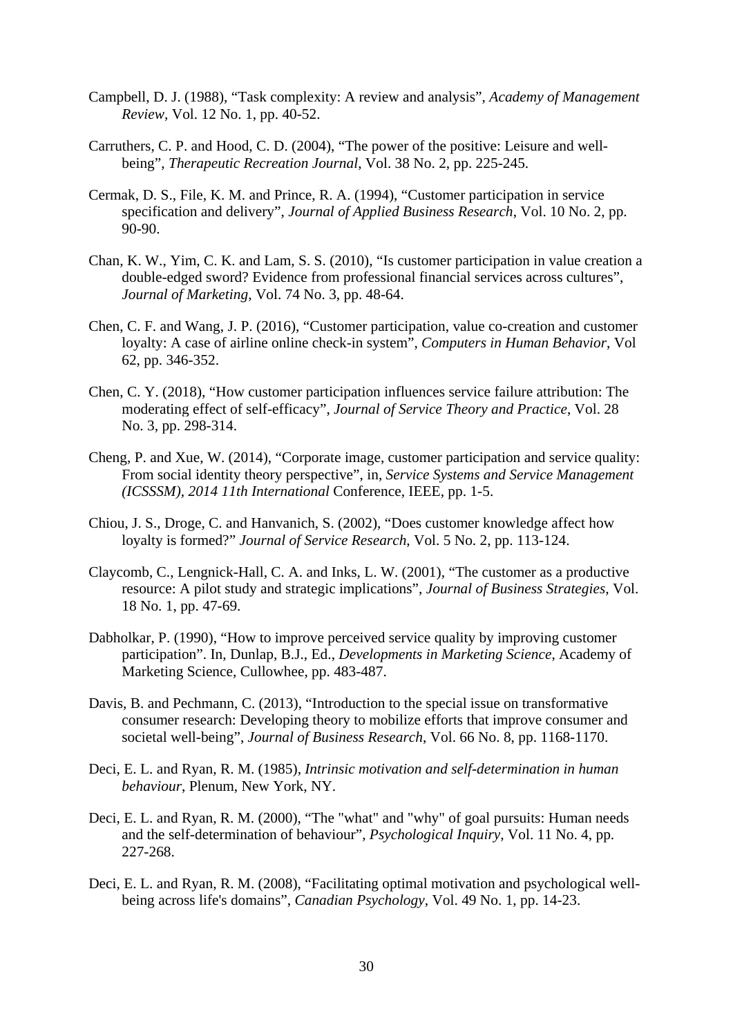Campbell, D. J. (1988), “Task complexity: A review and analysis”, *Academy of Management Review*, Vol. 12 No. 1, pp. 40-52.

Carruthers, C. P. and Hood, C. D. (2004), “The power of the positive: Leisure and well-being”, *Therapeutic Recreation Journal*, Vol. 38 No. 2, pp. 225-245.

Cermak, D. S., File, K. M. and Prince, R. A. (1994), “Customer participation in service specification and delivery”, *Journal of Applied Business Research*, Vol. 10 No. 2, pp. 90-90.

Chan, K. W., Yim, C. K. and Lam, S. S. (2010), “Is customer participation in value creation a double-edged sword? Evidence from professional financial services across cultures”, *Journal of Marketing*, Vol. 74 No. 3, pp. 48-64.

Chen, C. F. and Wang, J. P. (2016), “Customer participation, value co-creation and customer loyalty: A case of airline online check-in system”, *Computers in Human Behavior*, Vol 62, pp. 346-352.

Chen, C. Y. (2018), “How customer participation influences service failure attribution: The moderating effect of self-efficacy”, *Journal of Service Theory and Practice*, Vol. 28 No. 3, pp. 298-314.

Cheng, P. and Xue, W. (2014), “Corporate image, customer participation and service quality: From social identity theory perspective”, in, *Service Systems and Service Management (ICSSSM), 2014 11th International* Conference, IEEE, pp. 1-5.

Chiou, J. S., Droge, C. and Hanvanich, S. (2002), “Does customer knowledge affect how loyalty is formed?” *Journal of Service Research*, Vol. 5 No. 2, pp. 113-124.

Claycomb, C., Lengnick-Hall, C. A. and Inks, L. W. (2001), “The customer as a productive resource: A pilot study and strategic implications”, *Journal of Business Strategies*, Vol. 18 No. 1, pp. 47-69.

Dabholkar, P. (1990), “How to improve perceived service quality by improving customer participation”. In, Dunlap, B.J., Ed., *Developments in Marketing Science*, Academy of Marketing Science, Cullowhee, pp. 483-487.

Davis, B. and Pechmann, C. (2013), “Introduction to the special issue on transformative consumer research: Developing theory to mobilize efforts that improve consumer and societal well-being”, *Journal of Business Research*, Vol. 66 No. 8, pp. 1168-1170.

Deci, E. L. and Ryan, R. M. (1985), *Intrinsic motivation and self-determination in human behaviour*, Plenum, New York, NY.

Deci, E. L. and Ryan, R. M. (2000), “The "what" and "why" of goal pursuits: Human needs and the self-determination of behaviour”, *Psychological Inquiry*, Vol. 11 No. 4, pp. 227-268.

Deci, E. L. and Ryan, R. M. (2008), “Facilitating optimal motivation and psychological well-being across life's domains”, *Canadian Psychology*, Vol. 49 No. 1, pp. 14-23.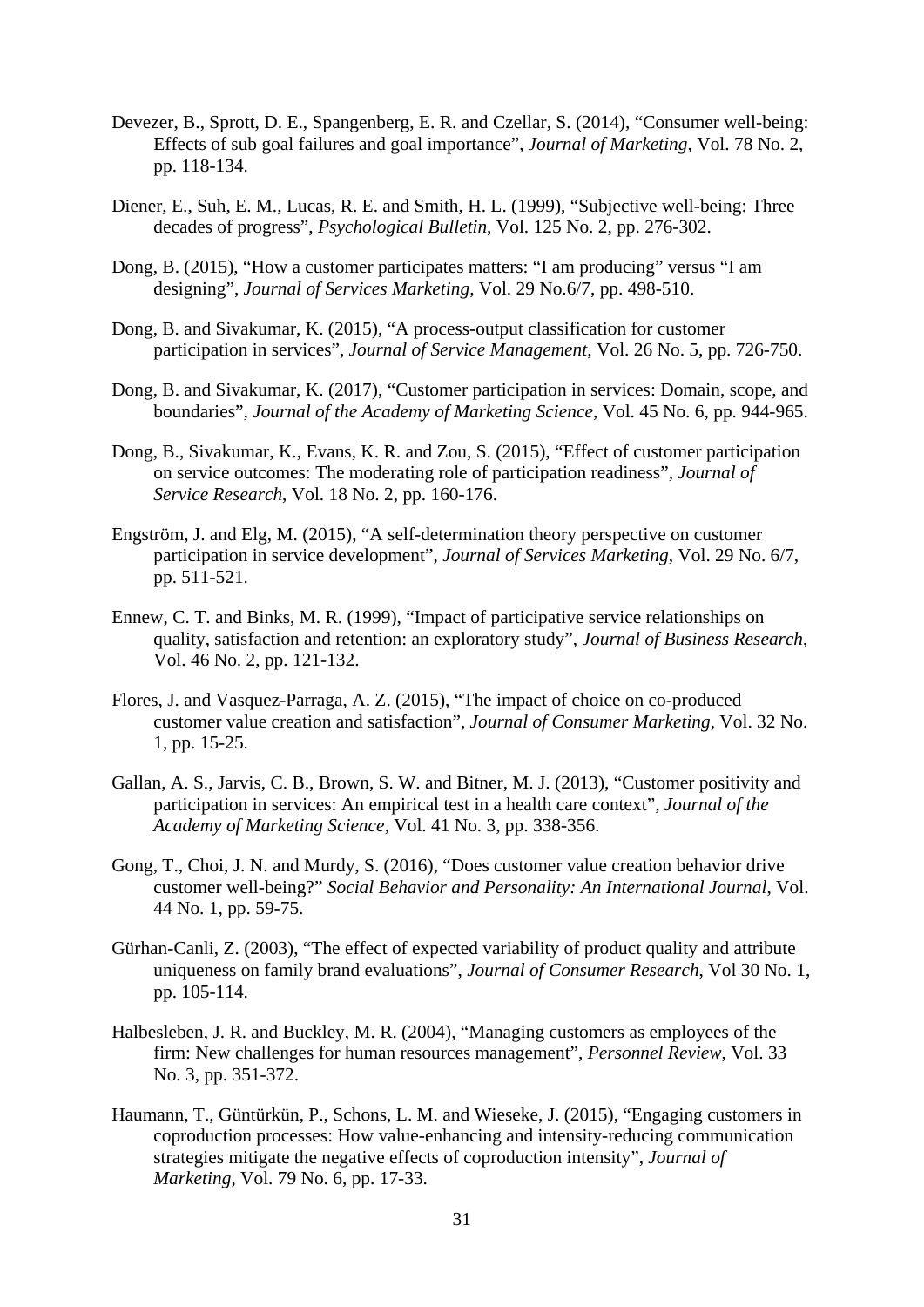Devezer, B., Sprott, D. E., Spangenberg, E. R. and Czellar, S. (2014), "Consumer well-being: Effects of sub goal failures and goal importance", *Journal of Marketing*, Vol. 78 No. 2, pp. 118-134.

Diener, E., Suh, E. M., Lucas, R. E. and Smith, H. L. (1999), "Subjective well-being: Three decades of progress", *Psychological Bulletin*, Vol. 125 No. 2, pp. 276-302.

Dong, B. (2015), "How a customer participates matters: "I am producing" versus "I am designing", *Journal of Services Marketing*, Vol. 29 No.6/7, pp. 498-510.

Dong, B. and Sivakumar, K. (2015), "A process-output classification for customer participation in services", *Journal of Service Management*, Vol. 26 No. 5, pp. 726-750.

Dong, B. and Sivakumar, K. (2017), "Customer participation in services: Domain, scope, and boundaries", *Journal of the Academy of Marketing Science*, Vol. 45 No. 6, pp. 944-965.

Dong, B., Sivakumar, K., Evans, K. R. and Zou, S. (2015), "Effect of customer participation on service outcomes: The moderating role of participation readiness", *Journal of Service Research*, Vol. 18 No. 2, pp. 160-176.

Engström, J. and Elg, M. (2015), "A self-determination theory perspective on customer participation in service development", *Journal of Services Marketing*, Vol. 29 No. 6/7, pp. 511-521.

Ennew, C. T. and Binks, M. R. (1999), "Impact of participative service relationships on quality, satisfaction and retention: an exploratory study", *Journal of Business Research*, Vol. 46 No. 2, pp. 121-132.

Flores, J. and Vasquez-Parraga, A. Z. (2015), "The impact of choice on co-produced customer value creation and satisfaction", *Journal of Consumer Marketing*, Vol. 32 No. 1, pp. 15-25.

Gallan, A. S., Jarvis, C. B., Brown, S. W. and Bitner, M. J. (2013), "Customer positivity and participation in services: An empirical test in a health care context", *Journal of the Academy of Marketing Science*, Vol. 41 No. 3, pp. 338-356.

Gong, T., Choi, J. N. and Murdy, S. (2016), "Does customer value creation behavior drive customer well-being?" *Social Behavior and Personality: An International Journal*, Vol. 44 No. 1, pp. 59-75.

Gürhan-Canli, Z. (2003), "The effect of expected variability of product quality and attribute uniqueness on family brand evaluations", *Journal of Consumer Research*, Vol 30 No. 1, pp. 105-114.

Halbesleben, J. R. and Buckley, M. R. (2004), "Managing customers as employees of the firm: New challenges for human resources management", *Personnel Review*, Vol. 33 No. 3, pp. 351-372.

Haumann, T., Güntürkün, P., Schons, L. M. and Wieseke, J. (2015), "Engaging customers in coproduction processes: How value-enhancing and intensity-reducing communication strategies mitigate the negative effects of coproduction intensity", *Journal of Marketing*, Vol. 79 No. 6, pp. 17-33.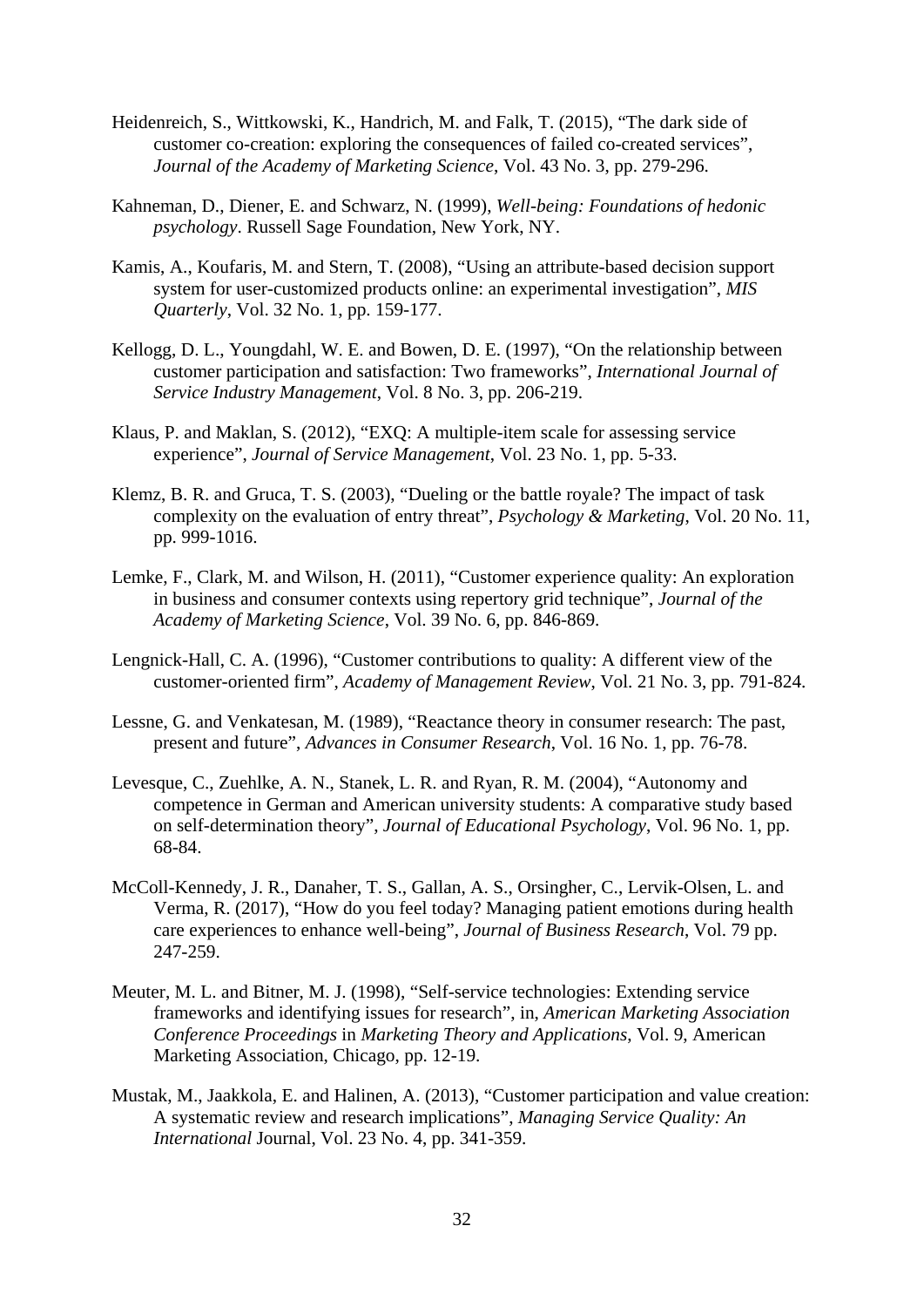Heidenreich, S., Wittkowski, K., Handrich, M. and Falk, T. (2015), "The dark side of customer co-creation: exploring the consequences of failed co-created services", *Journal of the Academy of Marketing Science*, Vol. 43 No. 3, pp. 279-296.

Kahneman, D., Diener, E. and Schwarz, N. (1999), *Well-being: Foundations of hedonic psychology*. Russell Sage Foundation, New York, NY.

Kamis, A., Koufaris, M. and Stern, T. (2008), "Using an attribute-based decision support system for user-customized products online: an experimental investigation", *MIS Quarterly*, Vol. 32 No. 1, pp. 159-177.

Kellogg, D. L., Youngdahl, W. E. and Bowen, D. E. (1997), "On the relationship between customer participation and satisfaction: Two frameworks", *International Journal of Service Industry Management*, Vol. 8 No. 3, pp. 206-219.

Klaus, P. and Maklan, S. (2012), "EXQ: A multiple-item scale for assessing service experience", *Journal of Service Management*, Vol. 23 No. 1, pp. 5-33.

Klemz, B. R. and Gruca, T. S. (2003), "Dueling or the battle royale? The impact of task complexity on the evaluation of entry threat", *Psychology & Marketing*, Vol. 20 No. 11, pp. 999-1016.

Lemke, F., Clark, M. and Wilson, H. (2011), "Customer experience quality: An exploration in business and consumer contexts using repertory grid technique", *Journal of the Academy of Marketing Science*, Vol. 39 No. 6, pp. 846-869.

Lengnick-Hall, C. A. (1996), "Customer contributions to quality: A different view of the customer-oriented firm", *Academy of Management Review*, Vol. 21 No. 3, pp. 791-824.

Lessne, G. and Venkatesan, M. (1989), "Reactance theory in consumer research: The past, present and future", *Advances in Consumer Research*, Vol. 16 No. 1, pp. 76-78.

Levesque, C., Zuehlke, A. N., Stanek, L. R. and Ryan, R. M. (2004), "Autonomy and competence in German and American university students: A comparative study based on self-determination theory", *Journal of Educational Psychology*, Vol. 96 No. 1, pp. 68-84.

McColl-Kennedy, J. R., Danaher, T. S., Gallan, A. S., Orsingher, C., Lervik-Olsen, L. and Verma, R. (2017), "How do you feel today? Managing patient emotions during health care experiences to enhance well-being", *Journal of Business Research*, Vol. 79 pp. 247-259.

Meuter, M. L. and Bitner, M. J. (1998), "Self-service technologies: Extending service frameworks and identifying issues for research", in, *American Marketing Association Conference Proceedings* in *Marketing Theory and Applications*, Vol. 9, American Marketing Association, Chicago, pp. 12-19.

Mustak, M., Jaakkola, E. and Halinen, A. (2013), "Customer participation and value creation: A systematic review and research implications", *Managing Service Quality: An International* Journal, Vol. 23 No. 4, pp. 341-359.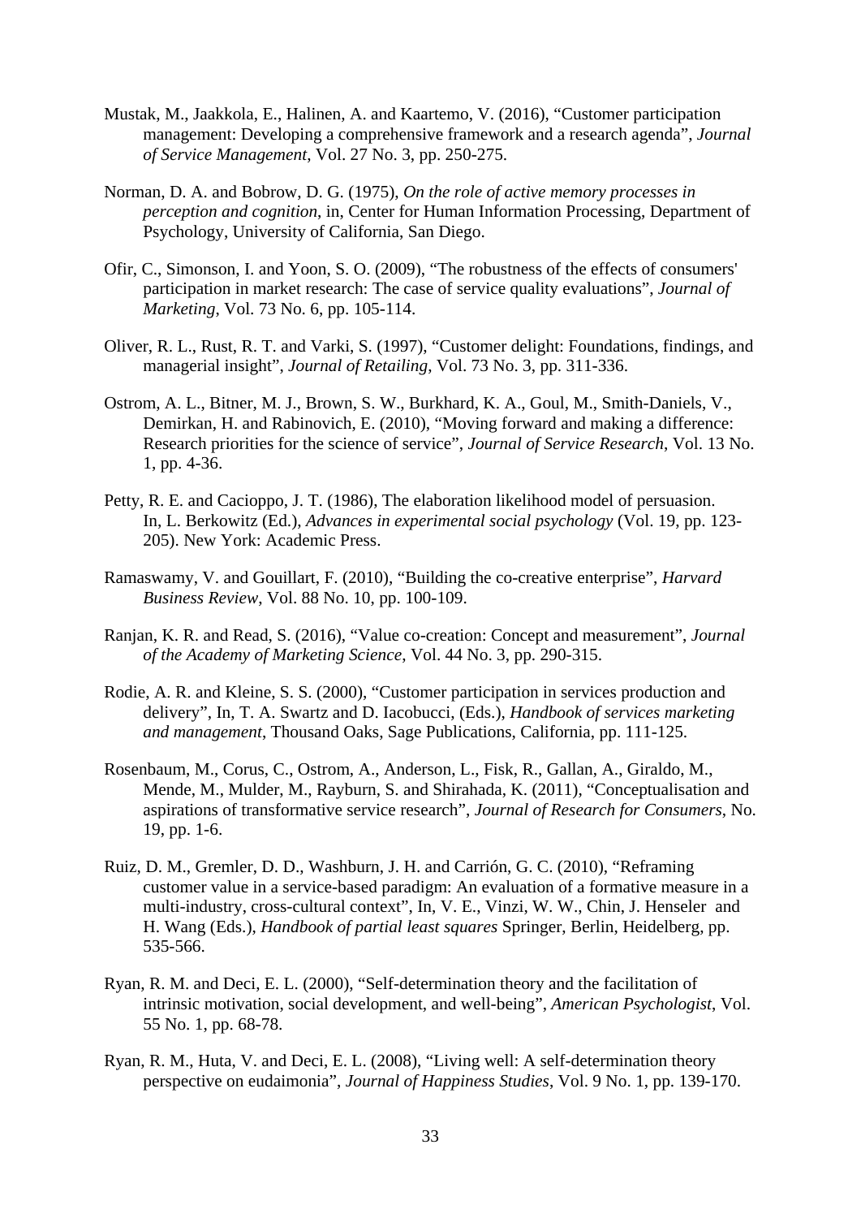Mustak, M., Jaakkola, E., Halinen, A. and Kaartemo, V. (2016), "Customer participation management: Developing a comprehensive framework and a research agenda", *Journal of Service Management*, Vol. 27 No. 3, pp. 250-275.

Norman, D. A. and Bobrow, D. G. (1975), *On the role of active memory processes in perception and cognition*, in, Center for Human Information Processing, Department of Psychology, University of California, San Diego.

Ofir, C., Simonson, I. and Yoon, S. O. (2009), "The robustness of the effects of consumers' participation in market research: The case of service quality evaluations", *Journal of Marketing*, Vol. 73 No. 6, pp. 105-114.

Oliver, R. L., Rust, R. T. and Varki, S. (1997), "Customer delight: Foundations, findings, and managerial insight", *Journal of Retailing*, Vol. 73 No. 3, pp. 311-336.

Ostrom, A. L., Bitner, M. J., Brown, S. W., Burkhard, K. A., Goul, M., Smith-Daniels, V., Demirkan, H. and Rabinovich, E. (2010), "Moving forward and making a difference: Research priorities for the science of service", *Journal of Service Research*, Vol. 13 No. 1, pp. 4-36.

Petty, R. E. and Cacioppo, J. T. (1986), The elaboration likelihood model of persuasion. In, L. Berkowitz (Ed.), *Advances in experimental social psychology* (Vol. 19, pp. 123-205). New York: Academic Press.

Ramaswamy, V. and Gouillart, F. (2010), "Building the co-creative enterprise", *Harvard Business Review*, Vol. 88 No. 10, pp. 100-109.

Ranjan, K. R. and Read, S. (2016), "Value co-creation: Concept and measurement", *Journal of the Academy of Marketing Science*, Vol. 44 No. 3, pp. 290-315.

Rodie, A. R. and Kleine, S. S. (2000), "Customer participation in services production and delivery", In, T. A. Swartz and D. Iacobucci, (Eds.), *Handbook of services marketing and management*, Thousand Oaks, Sage Publications, California, pp. 111-125.

Rosenbaum, M., Corus, C., Ostrom, A., Anderson, L., Fisk, R., Gallan, A., Giraldo, M., Mende, M., Mulder, M., Rayburn, S. and Shirahada, K. (2011), "Conceptualisation and aspirations of transformative service research", *Journal of Research for Consumers*, No. 19, pp. 1-6.

Ruiz, D. M., Gremler, D. D., Washburn, J. H. and Carrión, G. C. (2010), "Reframing customer value in a service-based paradigm: An evaluation of a formative measure in a multi-industry, cross-cultural context", In, V. E., Vinzi, W. W., Chin, J. Henseler and H. Wang (Eds.), *Handbook of partial least squares* Springer, Berlin, Heidelberg, pp. 535-566.

Ryan, R. M. and Deci, E. L. (2000), "Self-determination theory and the facilitation of intrinsic motivation, social development, and well-being", *American Psychologist*, Vol. 55 No. 1, pp. 68-78.

Ryan, R. M., Huta, V. and Deci, E. L. (2008), "Living well: A self-determination theory perspective on eudaimonia", *Journal of Happiness Studies*, Vol. 9 No. 1, pp. 139-170.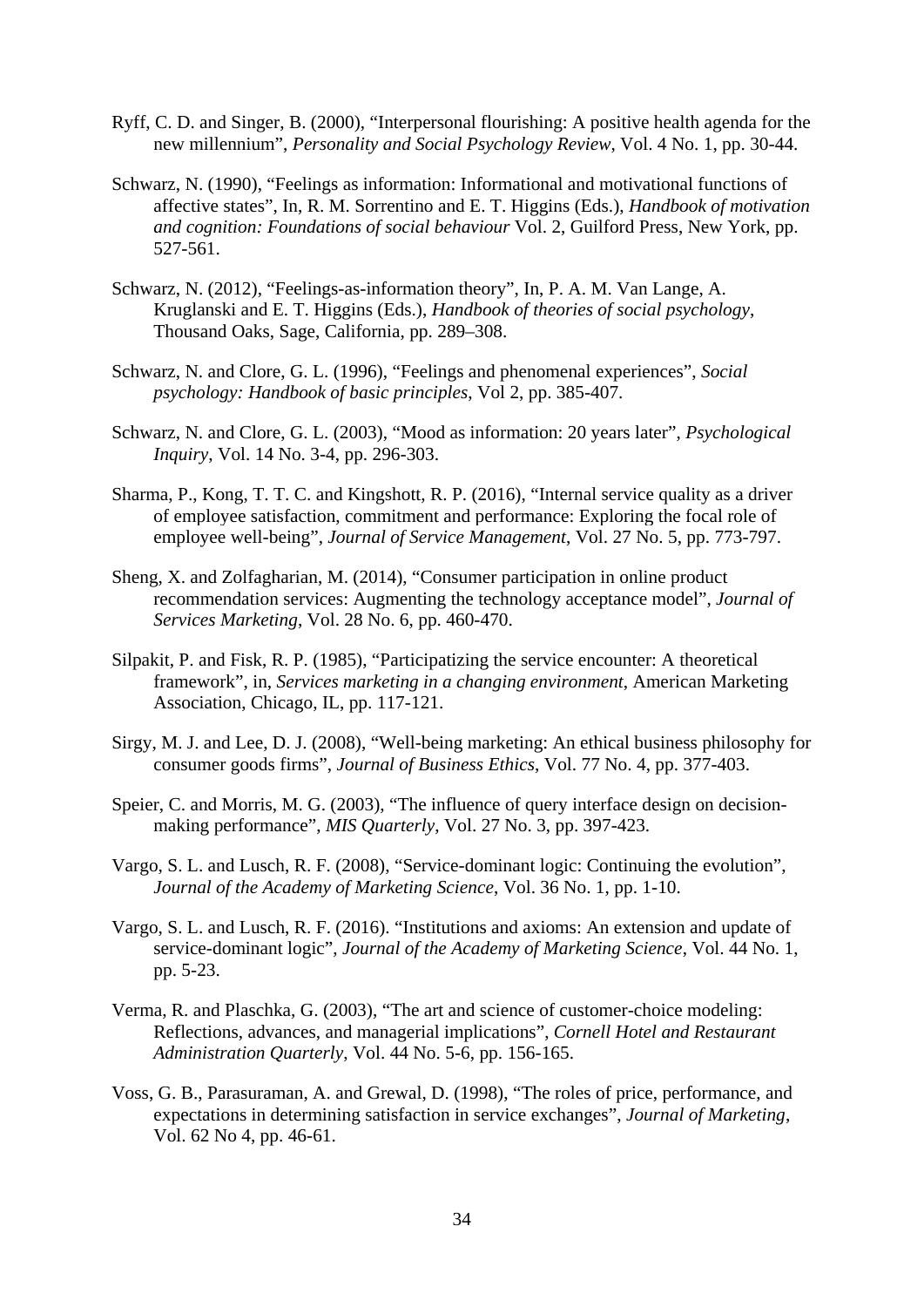Ryff, C. D. and Singer, B. (2000), “Interpersonal flourishing: A positive health agenda for the new millennium”, *Personality and Social Psychology Review*, Vol. 4 No. 1, pp. 30-44.

Schwarz, N. (1990), “Feelings as information: Informational and motivational functions of affective states”, In, R. M. Sorrentino and E. T. Higgins (Eds.), *Handbook of motivation and cognition: Foundations of social behaviour* Vol. 2, Guilford Press, New York, pp. 527-561.

Schwarz, N. (2012), “Feelings-as-information theory”, In, P. A. M. Van Lange, A. Kruglanski and E. T. Higgins (Eds.), *Handbook of theories of social psychology*, Thousand Oaks, Sage, California, pp. 289–308.

Schwarz, N. and Clore, G. L. (1996), “Feelings and phenomenal experiences”, *Social psychology: Handbook of basic principles*, Vol 2, pp. 385-407.

Schwarz, N. and Clore, G. L. (2003), “Mood as information: 20 years later”, *Psychological Inquiry*, Vol. 14 No. 3-4, pp. 296-303.

Sharma, P., Kong, T. T. C. and Kingshott, R. P. (2016), “Internal service quality as a driver of employee satisfaction, commitment and performance: Exploring the focal role of employee well-being”, *Journal of Service Management*, Vol. 27 No. 5, pp. 773-797.

Sheng, X. and Zolfagharian, M. (2014), “Consumer participation in online product recommendation services: Augmenting the technology acceptance model”, *Journal of Services Marketing*, Vol. 28 No. 6, pp. 460-470.

Silpakit, P. and Fisk, R. P. (1985), “Participatizing the service encounter: A theoretical framework”, in, *Services marketing in a changing environment*, American Marketing Association, Chicago, IL, pp. 117-121.

Sirgy, M. J. and Lee, D. J. (2008), “Well-being marketing: An ethical business philosophy for consumer goods firms”, *Journal of Business Ethics*, Vol. 77 No. 4, pp. 377-403.

Speier, C. and Morris, M. G. (2003), “The influence of query interface design on decision-making performance”, *MIS Quarterly*, Vol. 27 No. 3, pp. 397-423.

Vargo, S. L. and Lusch, R. F. (2008), “Service-dominant logic: Continuing the evolution”, *Journal of the Academy of Marketing Science*, Vol. 36 No. 1, pp. 1-10.

Vargo, S. L. and Lusch, R. F. (2016). “Institutions and axioms: An extension and update of service-dominant logic”, *Journal of the Academy of Marketing Science*, Vol. 44 No. 1, pp. 5-23.

Verma, R. and Plaschka, G. (2003), “The art and science of customer-choice modeling: Reflections, advances, and managerial implications”, *Cornell Hotel and Restaurant Administration Quarterly*, Vol. 44 No. 5-6, pp. 156-165.

Voss, G. B., Parasuraman, A. and Grewal, D. (1998), “The roles of price, performance, and expectations in determining satisfaction in service exchanges”, *Journal of Marketing*, Vol. 62 No 4, pp. 46-61.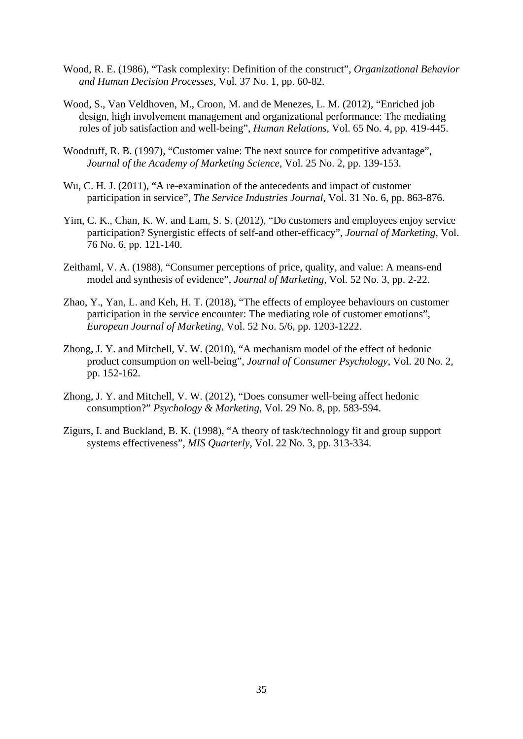Wood, R. E. (1986), "Task complexity: Definition of the construct", *Organizational Behavior and Human Decision Processes*, Vol. 37 No. 1, pp. 60-82.

Wood, S., Van Veldhoven, M., Croon, M. and de Menezes, L. M. (2012), "Enriched job design, high involvement management and organizational performance: The mediating roles of job satisfaction and well-being", *Human Relations*, Vol. 65 No. 4, pp. 419-445.

Woodruff, R. B. (1997), "Customer value: The next source for competitive advantage", *Journal of the Academy of Marketing Science*, Vol. 25 No. 2, pp. 139-153.

Wu, C. H. J. (2011), "A re-examination of the antecedents and impact of customer participation in service", *The Service Industries Journal*, Vol. 31 No. 6, pp. 863-876.

Yim, C. K., Chan, K. W. and Lam, S. S. (2012), "Do customers and employees enjoy service participation? Synergistic effects of self-and other-efficacy", *Journal of Marketing*, Vol. 76 No. 6, pp. 121-140.

Zeithaml, V. A. (1988), "Consumer perceptions of price, quality, and value: A means-end model and synthesis of evidence", *Journal of Marketing*, Vol. 52 No. 3, pp. 2-22.

Zhao, Y., Yan, L. and Keh, H. T. (2018), "The effects of employee behaviours on customer participation in the service encounter: The mediating role of customer emotions", *European Journal of Marketing*, Vol. 52 No. 5/6, pp. 1203-1222.

Zhong, J. Y. and Mitchell, V. W. (2010), "A mechanism model of the effect of hedonic product consumption on well-being", *Journal of Consumer Psychology*, Vol. 20 No. 2, pp. 152-162.

Zhong, J. Y. and Mitchell, V. W. (2012), "Does consumer well-being affect hedonic consumption?" *Psychology & Marketing*, Vol. 29 No. 8, pp. 583-594.

Zigurs, I. and Buckland, B. K. (1998), "A theory of task/technology fit and group support systems effectiveness", *MIS Quarterly*, Vol. 22 No. 3, pp. 313-334.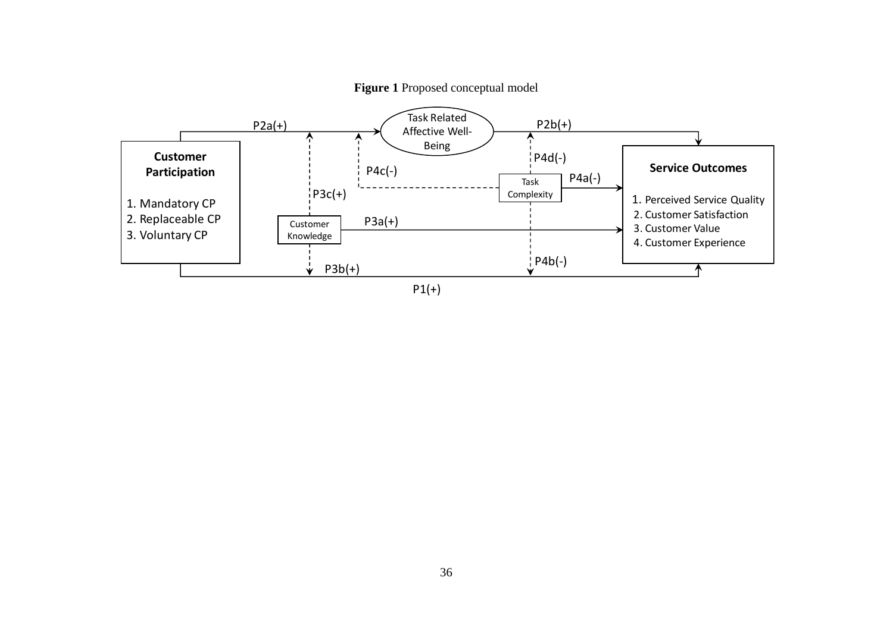**Figure 1** Proposed conceptual model

**Customer Participation**

1. Mandatory CP
2. Replaceable CP
3. Voluntary CP

Task Related Affective Well-Being

Customer Knowledge

Task Complexity

**Service Outcomes**

1. Perceived Service Quality
2. Customer Satisfaction
3. Customer Value
4. Customer Experience

P1(+)

P2a(+)

P2b(+)

P3a(+)

P3b(+)

P3c(+)

P4a(-)

P4b(-)

P4c(-)

P4d(-)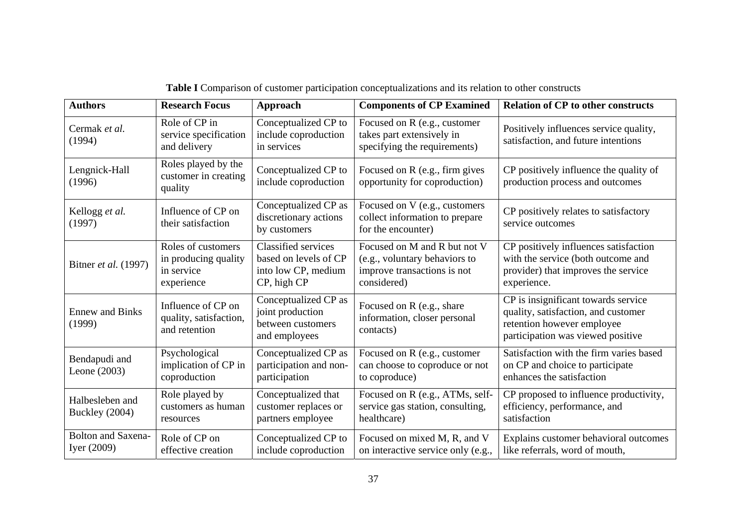**Table I** Comparison of customer participation conceptualizations and its relation to other constructs

| Authors | Research Focus | Approach | Components of CP Examined | Relation of CP to other constructs |
|---|---|---|---|---|
| Cermak *et al.* (1994) | Role of CP in service specification and delivery | Conceptualized CP to include coproduction in services | Focused on R (e.g., customer takes part extensively in specifying the requirements) | Positively influences service quality, satisfaction, and future intentions |
| Lengnick-Hall (1996) | Roles played by the customer in creating quality | Conceptualized CP to include coproduction | Focused on R (e.g., firm gives opportunity for coproduction) | CP positively influence the quality of production process and outcomes |
| Kellogg *et al.* (1997) | Influence of CP on their satisfaction | Conceptualized CP as discretionary actions by customers | Focused on V (e.g., customers collect information to prepare for the encounter) | CP positively relates to satisfactory service outcomes |
| Bitner *et al.* (1997) | Roles of customers in producing quality in service experience | Classified services based on levels of CP into low CP, medium CP, high CP | Focused on M and R but not V (e.g., voluntary behaviors to improve transactions is not considered) | CP positively influences satisfaction with the service (both outcome and provider) that improves the service experience. |
| Ennew and Binks (1999) | Influence of CP on quality, satisfaction, and retention | Conceptualized CP as joint production between customers and employees | Focused on R (e.g., share information, closer personal contacts) | CP is insignificant towards service quality, satisfaction, and customer retention however employee participation was viewed positive |
| Bendapudi and Leone (2003) | Psychological implication of CP in coproduction | Conceptualized CP as participation and non-participation | Focused on R (e.g., customer can choose to coproduce or not to coproduce) | Satisfaction with the firm varies based on CP and choice to participate enhances the satisfaction |
| Halbesleben and Buckley (2004) | Role played by customers as human resources | Conceptualized that customer replaces or partners employee | Focused on R (e.g., ATMs, self-service gas station, consulting, healthcare) | CP proposed to influence productivity, efficiency, performance, and satisfaction |
| Bolton and Saxena-Iyer (2009) | Role of CP on effective creation | Conceptualized CP to include coproduction | Focused on mixed M, R, and V on interactive service only (e.g., | Explains customer behavioral outcomes like referrals, word of mouth, |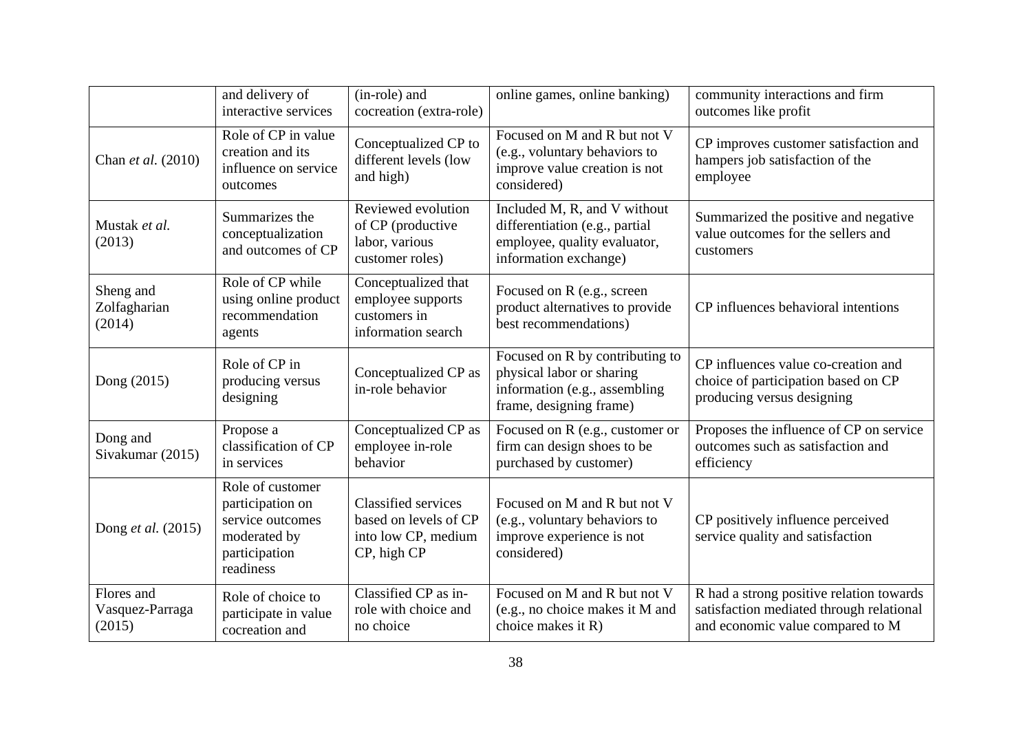| | | | | |
|---|---|---|---|---|
| | and delivery of interactive services | (in-role) and cocreation (extra-role) | online games, online banking) | community interactions and firm outcomes like profit |
| Chan *et al.* (2010) | Role of CP in value creation and its influence on service outcomes | Conceptualized CP to different levels (low and high) | Focused on M and R but not V (e.g., voluntary behaviors to improve value creation is not considered) | CP improves customer satisfaction and hampers job satisfaction of the employee |
| Mustak *et al.* (2013) | Summarizes the conceptualization and outcomes of CP | Reviewed evolution of CP (productive labor, various customer roles) | Included M, R, and V without differentiation (e.g., partial employee, quality evaluator, information exchange) | Summarized the positive and negative value outcomes for the sellers and customers |
| Sheng and Zolfagharian (2014) | Role of CP while using online product recommendation agents | Conceptualized that employee supports customers in information search | Focused on R (e.g., screen product alternatives to provide best recommendations) | CP influences behavioral intentions |
| Dong (2015) | Role of CP in producing versus designing | Conceptualized CP as in-role behavior | Focused on R by contributing to physical labor or sharing information (e.g., assembling frame, designing frame) | CP influences value co-creation and choice of participation based on CP producing versus designing |
| Dong and Sivakumar (2015) | Propose a classification of CP in services | Conceptualized CP as employee in-role behavior | Focused on R (e.g., customer or firm can design shoes to be purchased by customer) | Proposes the influence of CP on service outcomes such as satisfaction and efficiency |
| Dong *et al.* (2015) | Role of customer participation on service outcomes moderated by participation readiness | Classified services based on levels of CP into low CP, medium CP, high CP | Focused on M and R but not V (e.g., voluntary behaviors to improve experience is not considered) | CP positively influence perceived service quality and satisfaction |
| Flores and Vasquez-Parraga (2015) | Role of choice to participate in value cocreation and | Classified CP as in-role with choice and no choice | Focused on M and R but not V (e.g., no choice makes it M and choice makes it R) | R had a strong positive relation towards satisfaction mediated through relational and economic value compared to M |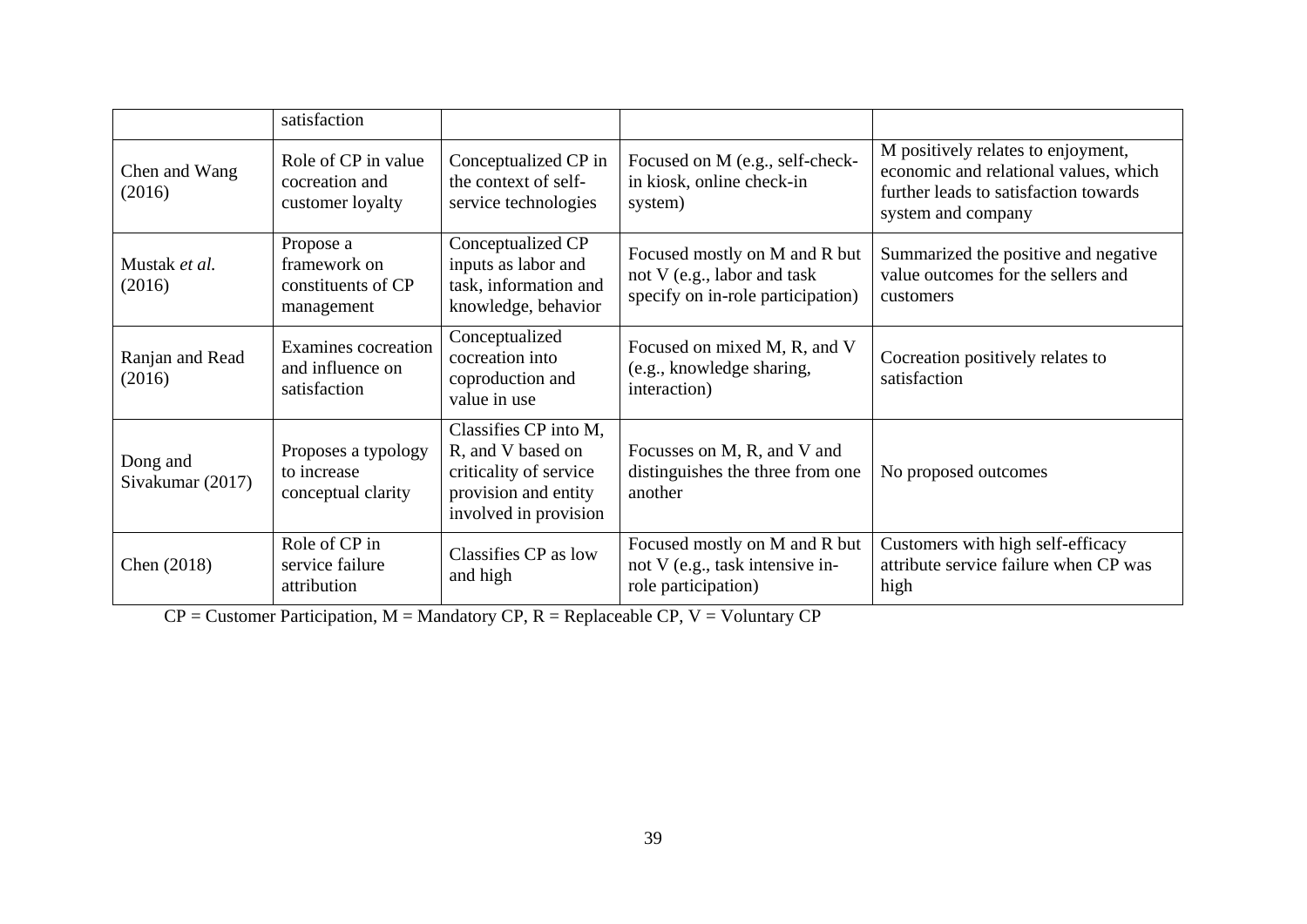| | satisfaction | | | |
|---|---|---|---|---|
| Chen and Wang (2016) | Role of CP in value cocreation and customer loyalty | Conceptualized CP in the context of self-service technologies | Focused on M (e.g., self-check-in kiosk, online check-in system) | M positively relates to enjoyment, economic and relational values, which further leads to satisfaction towards system and company |
| Mustak *et al.* (2016) | Propose a framework on constituents of CP management | Conceptualized CP inputs as labor and task, information and knowledge, behavior | Focused mostly on M and R but not V (e.g., labor and task specify on in-role participation) | Summarized the positive and negative value outcomes for the sellers and customers |
| Ranjan and Read (2016) | Examines cocreation and influence on satisfaction | Conceptualized cocreation into coproduction and value in use | Focused on mixed M, R, and V (e.g., knowledge sharing, interaction) | Cocreation positively relates to satisfaction |
| Dong and Sivakumar (2017) | Proposes a typology to increase conceptual clarity | Classifies CP into M, R, and V based on criticality of service provision and entity involved in provision | Focusses on M, R, and V and distinguishes the three from one another | No proposed outcomes |
| Chen (2018) | Role of CP in service failure attribution | Classifies CP as low and high | Focused mostly on M and R but not V (e.g., task intensive in-role participation) | Customers with high self-efficacy attribute service failure when CP was high |

CP = Customer Participation, M = Mandatory CP, R = Replaceable CP, V = Voluntary CP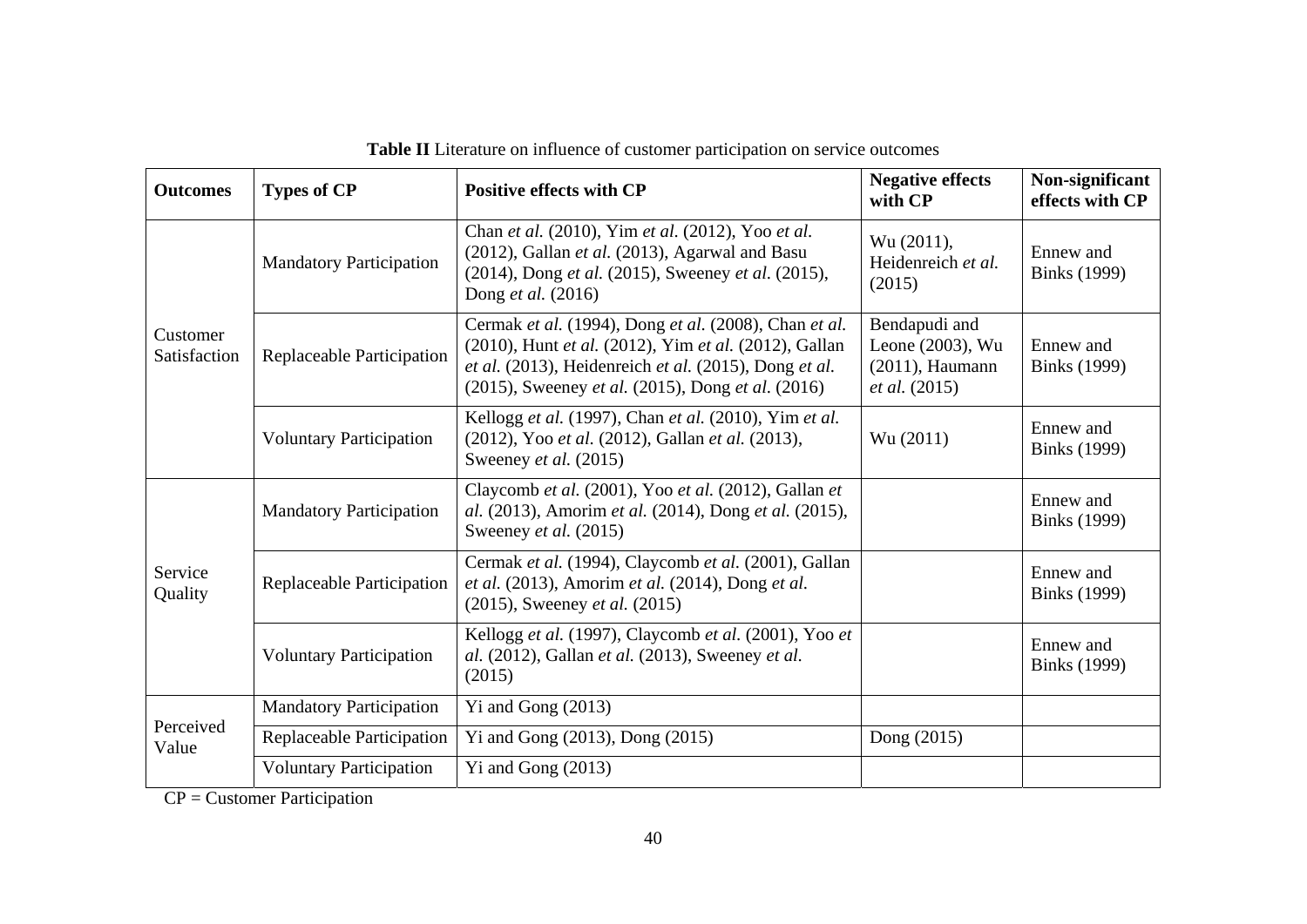**Table II** Literature on influence of customer participation on service outcomes

| Outcomes | Types of CP | Positive effects with CP | Negative effects with CP | Non-significant effects with CP |
|---|---|---|---|---|
| Customer Satisfaction | Mandatory Participation | Chan *et al.* (2010), Yim *et al.* (2012), Yoo *et al.* (2012), Gallan *et al.* (2013), Agarwal and Basu (2014), Dong *et al.* (2015), Sweeney *et al.* (2015), Dong *et al.* (2016) | Wu (2011), Heidenreich *et al.* (2015) | Ennew and Binks (1999) |
| | Replaceable Participation | Cermak *et al.* (1994), Dong *et al.* (2008), Chan *et al.* (2010), Hunt *et al.* (2012), Yim *et al.* (2012), Gallan *et al.* (2013), Heidenreich *et al.* (2015), Dong *et al.* (2015), Sweeney *et al.* (2015), Dong *et al.* (2016) | Bendapudi and Leone (2003), Wu (2011), Haumann *et al.* (2015) | Ennew and Binks (1999) |
| | Voluntary Participation | Kellogg *et al.* (1997), Chan *et al.* (2010), Yim *et al.* (2012), Yoo *et al.* (2012), Gallan *et al.* (2013), Sweeney *et al.* (2015) | Wu (2011) | Ennew and Binks (1999) |
| Service Quality | Mandatory Participation | Claycomb *et al.* (2001), Yoo *et al.* (2012), Gallan *et al.* (2013), Amorim *et al.* (2014), Dong *et al.* (2015), Sweeney *et al.* (2015) | | Ennew and Binks (1999) |
| | Replaceable Participation | Cermak *et al.* (1994), Claycomb *et al.* (2001), Gallan *et al.* (2013), Amorim *et al.* (2014), Dong *et al.* (2015), Sweeney *et al.* (2015) | | Ennew and Binks (1999) |
| | Voluntary Participation | Kellogg *et al.* (1997), Claycomb *et al.* (2001), Yoo *et al.* (2012), Gallan *et al.* (2013), Sweeney *et al.* (2015) | | Ennew and Binks (1999) |
| Perceived Value | Mandatory Participation | Yi and Gong (2013) | | |
| | Replaceable Participation | Yi and Gong (2013), Dong (2015) | Dong (2015) | |
| | Voluntary Participation | Yi and Gong (2013) | | |

CP = Customer Participation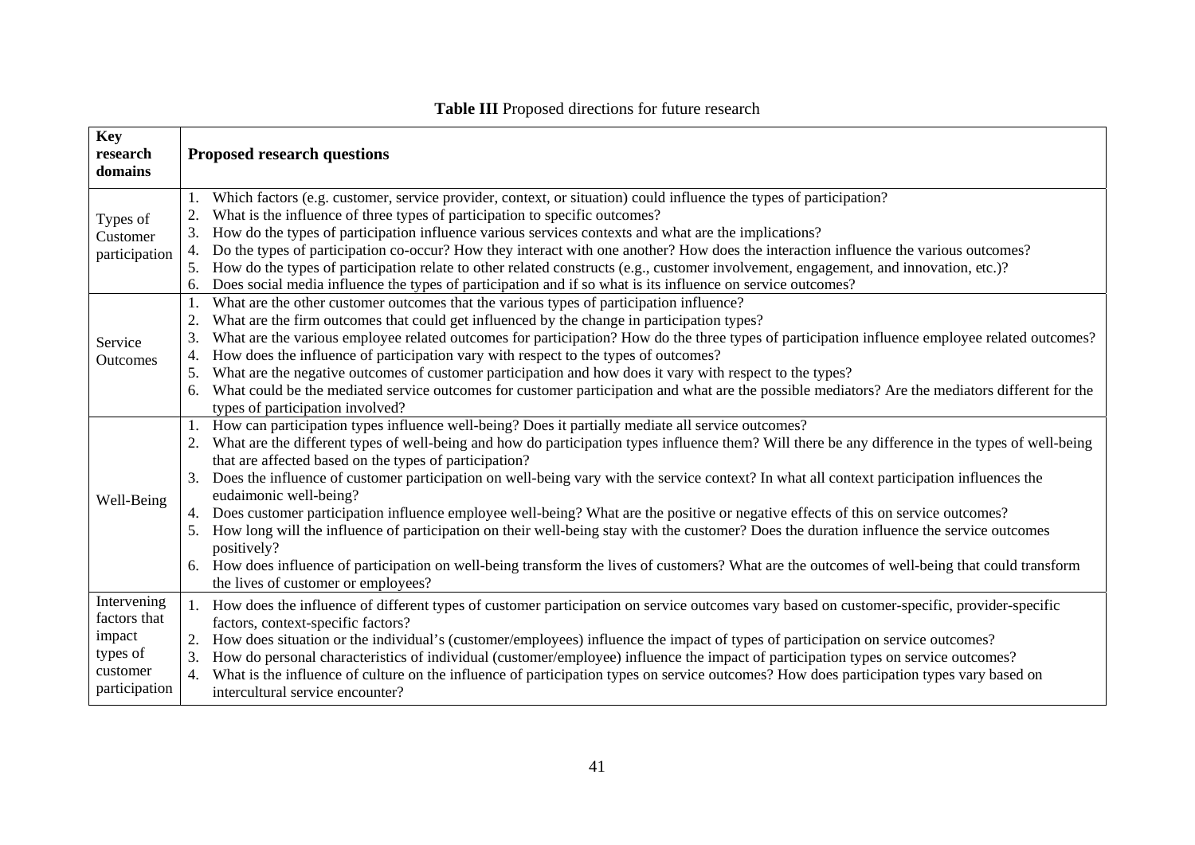**Table III** Proposed directions for future research

| Key research domains | Proposed research questions |
|---|---|
| Types of Customer participation | 1. Which factors (e.g. customer, service provider, context, or situation) could influence the types of participation?<br>2. What is the influence of three types of participation to specific outcomes?<br>3. How do the types of participation influence various services contexts and what are the implications?<br>4. Do the types of participation co-occur? How they interact with one another? How does the interaction influence the various outcomes?<br>5. How do the types of participation relate to other related constructs (e.g., customer involvement, engagement, and innovation, etc.)?<br>6. Does social media influence the types of participation and if so what is its influence on service outcomes? |
| Service Outcomes | 1. What are the other customer outcomes that the various types of participation influence?<br>2. What are the firm outcomes that could get influenced by the change in participation types?<br>3. What are the various employee related outcomes for participation? How do the three types of participation influence employee related outcomes?<br>4. How does the influence of participation vary with respect to the types of outcomes?<br>5. What are the negative outcomes of customer participation and how does it vary with respect to the types?<br>6. What could be the mediated service outcomes for customer participation and what are the possible mediators? Are the mediators different for the types of participation involved? |
| Well-Being | 1. How can participation types influence well-being? Does it partially mediate all service outcomes?<br>2. What are the different types of well-being and how do participation types influence them? Will there be any difference in the types of well-being that are affected based on the types of participation?<br>3. Does the influence of customer participation on well-being vary with the service context? In what all context participation influences the eudaimonic well-being?<br>4. Does customer participation influence employee well-being? What are the positive or negative effects of this on service outcomes?<br>5. How long will the influence of participation on their well-being stay with the customer? Does the duration influence the service outcomes positively?<br>6. How does influence of participation on well-being transform the lives of customers? What are the outcomes of well-being that could transform the lives of customer or employees? |
| Intervening factors that impact types of customer participation | 1. How does the influence of different types of customer participation on service outcomes vary based on customer-specific, provider-specific factors, context-specific factors?<br>2. How does situation or the individual's (customer/employees) influence the impact of types of participation on service outcomes?<br>3. How do personal characteristics of individual (customer/employee) influence the impact of participation types on service outcomes?<br>4. What is the influence of culture on the influence of participation types on service outcomes? How does participation types vary based on intercultural service encounter? |